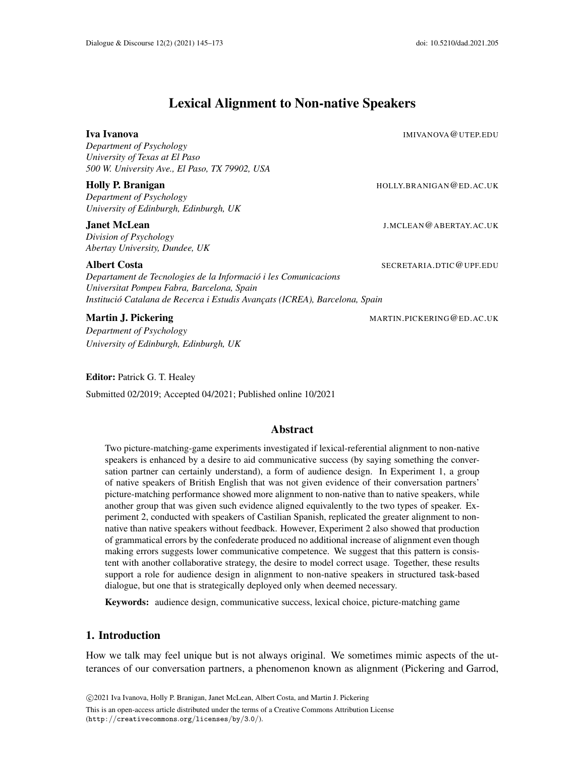# Lexical Alignment to Non-native Speakers

**Iva Ivanova** IMIVANOVA@UTEP.EDU
*Department of Psychology*
*University of Texas at El Paso*
*500 W. University Ave., El Paso, TX 79902, USA*

**Holly P. Branigan** HOLLY.BRANIGAN@ED.AC.UK
*Department of Psychology*
*University of Edinburgh, Edinburgh, UK*

**Janet McLean** J.MCLEAN@ABERTAY.AC.UK
*Division of Psychology*
*Abertay University, Dundee, UK*

**Albert Costa** SECRETARIA.DTIC@UPF.EDU
*Departament de Tecnologies de la Informació i les Comunicacions*
*Universitat Pompeu Fabra, Barcelona, Spain*
*Institució Catalana de Recerca i Estudis Avançats (ICREA), Barcelona, Spain*

**Martin J. Pickering** MARTIN.PICKERING@ED.AC.UK
*Department of Psychology*
*University of Edinburgh, Edinburgh, UK*

**Editor:** Patrick G. T. Healey

Submitted 02/2019; Accepted 04/2021; Published online 10/2021

## Abstract

Two picture-matching-game experiments investigated if lexical-referential alignment to non-native speakers is enhanced by a desire to aid communicative success (by saying something the conversation partner can certainly understand), a form of audience design. In Experiment 1, a group of native speakers of British English that was not given evidence of their conversation partners' picture-matching performance showed more alignment to non-native than to native speakers, while another group that was given such evidence aligned equivalently to the two types of speaker. Experiment 2, conducted with speakers of Castilian Spanish, replicated the greater alignment to non-native than native speakers without feedback. However, Experiment 2 also showed that production of grammatical errors by the confederate produced no additional increase of alignment even though making errors suggests lower communicative competence. We suggest that this pattern is consistent with another collaborative strategy, the desire to model correct usage. Together, these results support a role for audience design in alignment to non-native speakers in structured task-based dialogue, but one that is strategically deployed only when deemed necessary.

**Keywords:** audience design, communicative success, lexical choice, picture-matching game

## 1. Introduction

How we talk may feel unique but is not always original. We sometimes mimic aspects of the utterances of our conversation partners, a phenomenon known as alignment (Pickering and Garrod,

©2021 Iva Ivanova, Holly P. Branigan, Janet McLean, Albert Costa, and Martin J. Pickering

This is an open-access article distributed under the terms of a Creative Commons Attribution License (http://creativecommons.org/licenses/by/3.0/).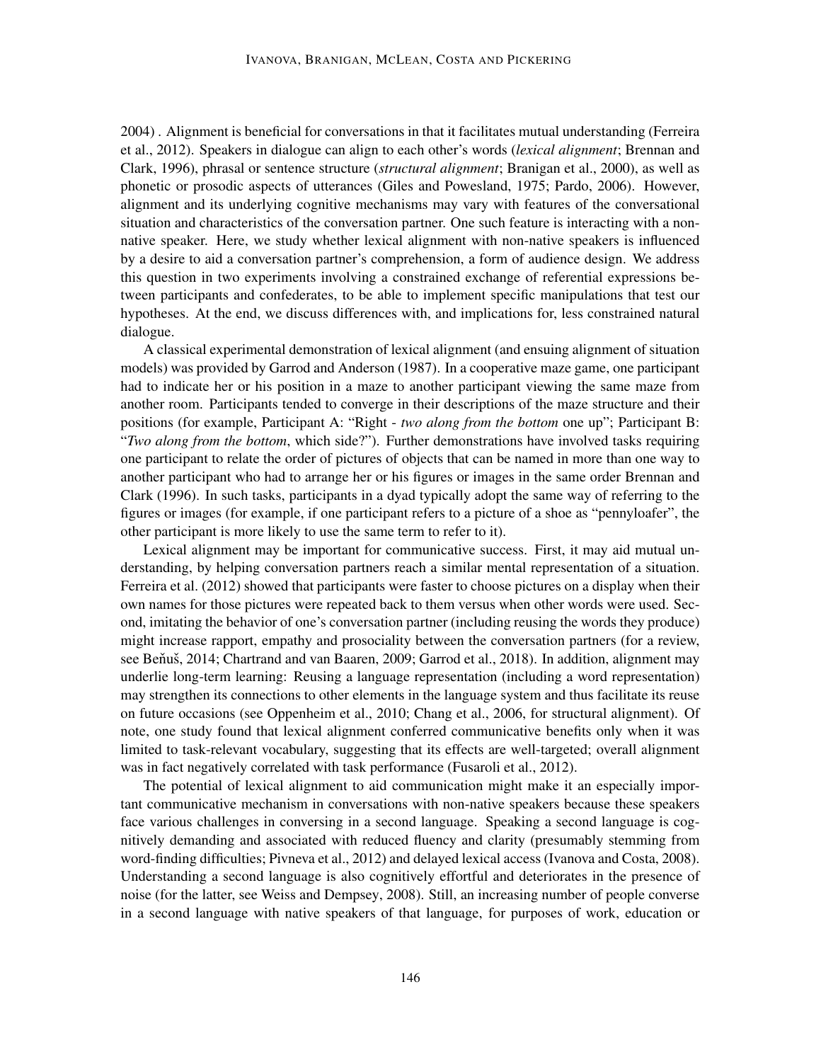2004) . Alignment is beneficial for conversations in that it facilitates mutual understanding (Ferreira et al., 2012). Speakers in dialogue can align to each other's words (*lexical alignment*; Brennan and Clark, 1996), phrasal or sentence structure (*structural alignment*; Branigan et al., 2000), as well as phonetic or prosodic aspects of utterances (Giles and Powesland, 1975; Pardo, 2006). However, alignment and its underlying cognitive mechanisms may vary with features of the conversational situation and characteristics of the conversation partner. One such feature is interacting with a non-native speaker. Here, we study whether lexical alignment with non-native speakers is influenced by a desire to aid a conversation partner's comprehension, a form of audience design. We address this question in two experiments involving a constrained exchange of referential expressions between participants and confederates, to be able to implement specific manipulations that test our hypotheses. At the end, we discuss differences with, and implications for, less constrained natural dialogue.

A classical experimental demonstration of lexical alignment (and ensuing alignment of situation models) was provided by Garrod and Anderson (1987). In a cooperative maze game, one participant had to indicate her or his position in a maze to another participant viewing the same maze from another room. Participants tended to converge in their descriptions of the maze structure and their positions (for example, Participant A: "Right - *two along from the bottom* one up"; Participant B: "*Two along from the bottom*, which side?"). Further demonstrations have involved tasks requiring one participant to relate the order of pictures of objects that can be named in more than one way to another participant who had to arrange her or his figures or images in the same order Brennan and Clark (1996). In such tasks, participants in a dyad typically adopt the same way of referring to the figures or images (for example, if one participant refers to a picture of a shoe as "pennyloafer", the other participant is more likely to use the same term to refer to it).

Lexical alignment may be important for communicative success. First, it may aid mutual understanding, by helping conversation partners reach a similar mental representation of a situation. Ferreira et al. (2012) showed that participants were faster to choose pictures on a display when their own names for those pictures were repeated back to them versus when other words were used. Second, imitating the behavior of one's conversation partner (including reusing the words they produce) might increase rapport, empathy and prosociality between the conversation partners (for a review, see Beňuš, 2014; Chartrand and van Baaren, 2009; Garrod et al., 2018). In addition, alignment may underlie long-term learning: Reusing a language representation (including a word representation) may strengthen its connections to other elements in the language system and thus facilitate its reuse on future occasions (see Oppenheim et al., 2010; Chang et al., 2006, for structural alignment). Of note, one study found that lexical alignment conferred communicative benefits only when it was limited to task-relevant vocabulary, suggesting that its effects are well-targeted; overall alignment was in fact negatively correlated with task performance (Fusaroli et al., 2012).

The potential of lexical alignment to aid communication might make it an especially important communicative mechanism in conversations with non-native speakers because these speakers face various challenges in conversing in a second language. Speaking a second language is cognitively demanding and associated with reduced fluency and clarity (presumably stemming from word-finding difficulties; Pivneva et al., 2012) and delayed lexical access (Ivanova and Costa, 2008). Understanding a second language is also cognitively effortful and deteriorates in the presence of noise (for the latter, see Weiss and Dempsey, 2008). Still, an increasing number of people converse in a second language with native speakers of that language, for purposes of work, education or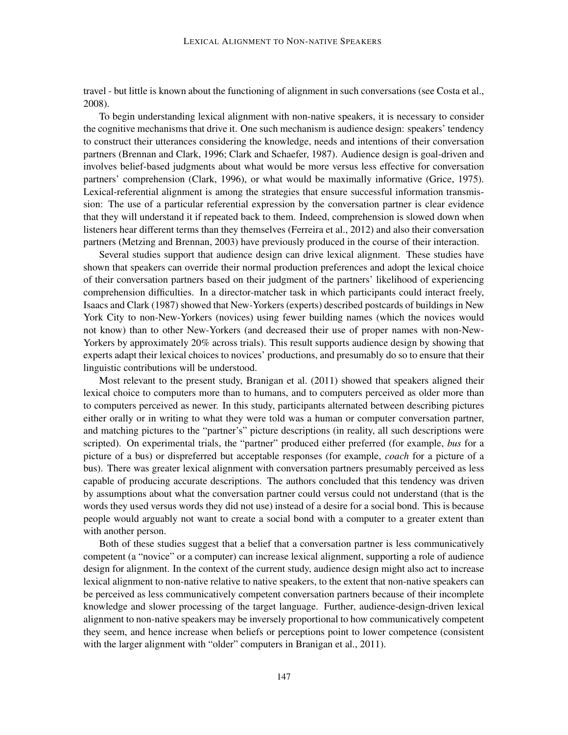travel - but little is known about the functioning of alignment in such conversations (see Costa et al., 2008).

To begin understanding lexical alignment with non-native speakers, it is necessary to consider the cognitive mechanisms that drive it. One such mechanism is audience design: speakers' tendency to construct their utterances considering the knowledge, needs and intentions of their conversation partners (Brennan and Clark, 1996; Clark and Schaefer, 1987). Audience design is goal-driven and involves belief-based judgments about what would be more versus less effective for conversation partners' comprehension (Clark, 1996), or what would be maximally informative (Grice, 1975). Lexical-referential alignment is among the strategies that ensure successful information transmission: The use of a particular referential expression by the conversation partner is clear evidence that they will understand it if repeated back to them. Indeed, comprehension is slowed down when listeners hear different terms than they themselves (Ferreira et al., 2012) and also their conversation partners (Metzing and Brennan, 2003) have previously produced in the course of their interaction.

Several studies support that audience design can drive lexical alignment. These studies have shown that speakers can override their normal production preferences and adopt the lexical choice of their conversation partners based on their judgment of the partners' likelihood of experiencing comprehension difficulties. In a director-matcher task in which participants could interact freely, Isaacs and Clark (1987) showed that New-Yorkers (experts) described postcards of buildings in New York City to non-New-Yorkers (novices) using fewer building names (which the novices would not know) than to other New-Yorkers (and decreased their use of proper names with non-New-Yorkers by approximately 20% across trials). This result supports audience design by showing that experts adapt their lexical choices to novices' productions, and presumably do so to ensure that their linguistic contributions will be understood.

Most relevant to the present study, Branigan et al. (2011) showed that speakers aligned their lexical choice to computers more than to humans, and to computers perceived as older more than to computers perceived as newer. In this study, participants alternated between describing pictures either orally or in writing to what they were told was a human or computer conversation partner, and matching pictures to the "partner's" picture descriptions (in reality, all such descriptions were scripted). On experimental trials, the "partner" produced either preferred (for example, *bus* for a picture of a bus) or dispreferred but acceptable responses (for example, *coach* for a picture of a bus). There was greater lexical alignment with conversation partners presumably perceived as less capable of producing accurate descriptions. The authors concluded that this tendency was driven by assumptions about what the conversation partner could versus could not understand (that is the words they used versus words they did not use) instead of a desire for a social bond. This is because people would arguably not want to create a social bond with a computer to a greater extent than with another person.

Both of these studies suggest that a belief that a conversation partner is less communicatively competent (a "novice" or a computer) can increase lexical alignment, supporting a role of audience design for alignment. In the context of the current study, audience design might also act to increase lexical alignment to non-native relative to native speakers, to the extent that non-native speakers can be perceived as less communicatively competent conversation partners because of their incomplete knowledge and slower processing of the target language. Further, audience-design-driven lexical alignment to non-native speakers may be inversely proportional to how communicatively competent they seem, and hence increase when beliefs or perceptions point to lower competence (consistent with the larger alignment with "older" computers in Branigan et al., 2011).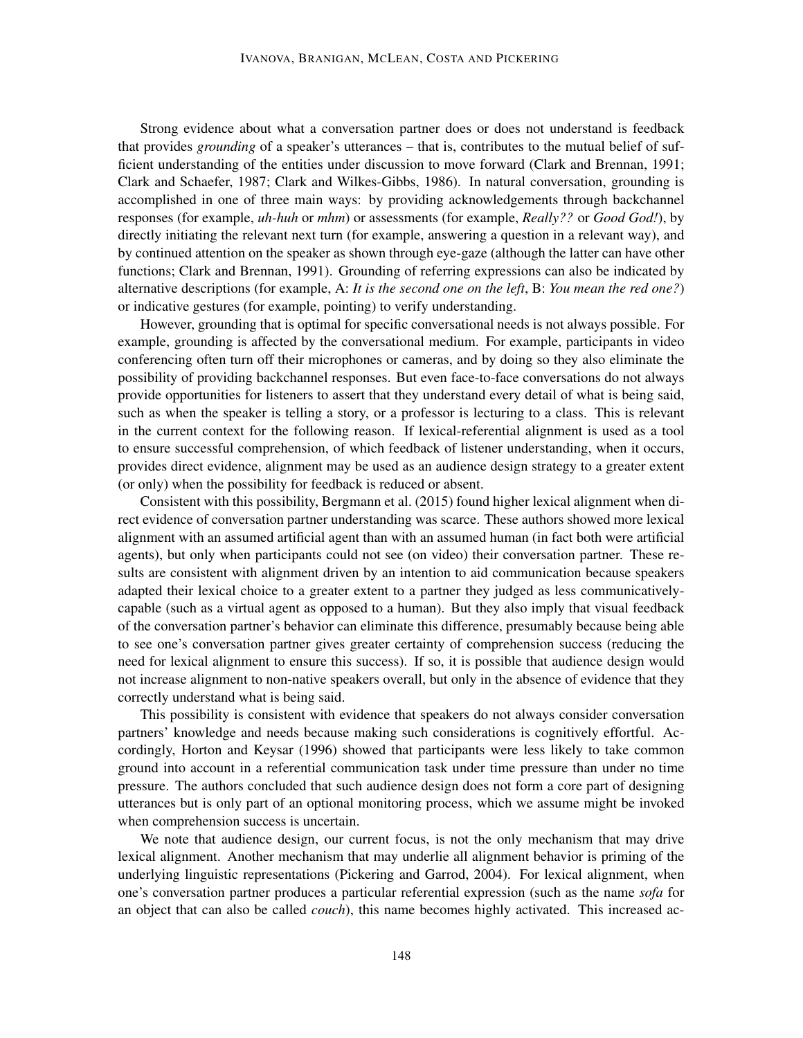Strong evidence about what a conversation partner does or does not understand is feedback that provides *grounding* of a speaker's utterances – that is, contributes to the mutual belief of sufficient understanding of the entities under discussion to move forward (Clark and Brennan, 1991; Clark and Schaefer, 1987; Clark and Wilkes-Gibbs, 1986). In natural conversation, grounding is accomplished in one of three main ways: by providing acknowledgements through backchannel responses (for example, *uh-huh* or *mhm*) or assessments (for example, *Really??* or *Good God!*), by directly initiating the relevant next turn (for example, answering a question in a relevant way), and by continued attention on the speaker as shown through eye-gaze (although the latter can have other functions; Clark and Brennan, 1991). Grounding of referring expressions can also be indicated by alternative descriptions (for example, A: *It is the second one on the left*, B: *You mean the red one?*) or indicative gestures (for example, pointing) to verify understanding.

However, grounding that is optimal for specific conversational needs is not always possible. For example, grounding is affected by the conversational medium. For example, participants in video conferencing often turn off their microphones or cameras, and by doing so they also eliminate the possibility of providing backchannel responses. But even face-to-face conversations do not always provide opportunities for listeners to assert that they understand every detail of what is being said, such as when the speaker is telling a story, or a professor is lecturing to a class. This is relevant in the current context for the following reason. If lexical-referential alignment is used as a tool to ensure successful comprehension, of which feedback of listener understanding, when it occurs, provides direct evidence, alignment may be used as an audience design strategy to a greater extent (or only) when the possibility for feedback is reduced or absent.

Consistent with this possibility, Bergmann et al. (2015) found higher lexical alignment when direct evidence of conversation partner understanding was scarce. These authors showed more lexical alignment with an assumed artificial agent than with an assumed human (in fact both were artificial agents), but only when participants could not see (on video) their conversation partner. These results are consistent with alignment driven by an intention to aid communication because speakers adapted their lexical choice to a greater extent to a partner they judged as less communicatively-capable (such as a virtual agent as opposed to a human). But they also imply that visual feedback of the conversation partner's behavior can eliminate this difference, presumably because being able to see one's conversation partner gives greater certainty of comprehension success (reducing the need for lexical alignment to ensure this success). If so, it is possible that audience design would not increase alignment to non-native speakers overall, but only in the absence of evidence that they correctly understand what is being said.

This possibility is consistent with evidence that speakers do not always consider conversation partners' knowledge and needs because making such considerations is cognitively effortful. Accordingly, Horton and Keysar (1996) showed that participants were less likely to take common ground into account in a referential communication task under time pressure than under no time pressure. The authors concluded that such audience design does not form a core part of designing utterances but is only part of an optional monitoring process, which we assume might be invoked when comprehension success is uncertain.

We note that audience design, our current focus, is not the only mechanism that may drive lexical alignment. Another mechanism that may underlie all alignment behavior is priming of the underlying linguistic representations (Pickering and Garrod, 2004). For lexical alignment, when one's conversation partner produces a particular referential expression (such as the name *sofa* for an object that can also be called *couch*), this name becomes highly activated. This increased ac-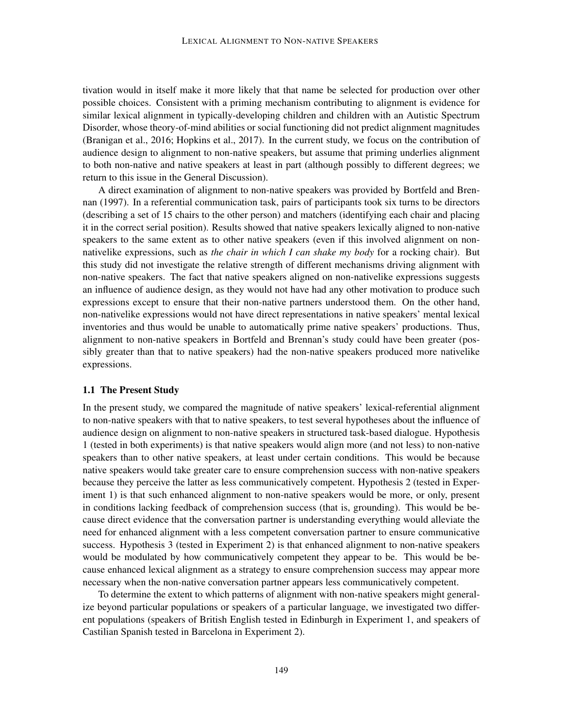tivation would in itself make it more likely that that name be selected for production over other possible choices. Consistent with a priming mechanism contributing to alignment is evidence for similar lexical alignment in typically-developing children and children with an Autistic Spectrum Disorder, whose theory-of-mind abilities or social functioning did not predict alignment magnitudes (Branigan et al., 2016; Hopkins et al., 2017). In the current study, we focus on the contribution of audience design to alignment to non-native speakers, but assume that priming underlies alignment to both non-native and native speakers at least in part (although possibly to different degrees; we return to this issue in the General Discussion).

A direct examination of alignment to non-native speakers was provided by Bortfeld and Brennan (1997). In a referential communication task, pairs of participants took six turns to be directors (describing a set of 15 chairs to the other person) and matchers (identifying each chair and placing it in the correct serial position). Results showed that native speakers lexically aligned to non-native speakers to the same extent as to other native speakers (even if this involved alignment on non-nativelike expressions, such as *the chair in which I can shake my body* for a rocking chair). But this study did not investigate the relative strength of different mechanisms driving alignment with non-native speakers. The fact that native speakers aligned on non-nativelike expressions suggests an influence of audience design, as they would not have had any other motivation to produce such expressions except to ensure that their non-native partners understood them. On the other hand, non-nativelike expressions would not have direct representations in native speakers' mental lexical inventories and thus would be unable to automatically prime native speakers' productions. Thus, alignment to non-native speakers in Bortfeld and Brennan's study could have been greater (possibly greater than that to native speakers) had the non-native speakers produced more nativelike expressions.

## 1.1 The Present Study

In the present study, we compared the magnitude of native speakers' lexical-referential alignment to non-native speakers with that to native speakers, to test several hypotheses about the influence of audience design on alignment to non-native speakers in structured task-based dialogue. Hypothesis 1 (tested in both experiments) is that native speakers would align more (and not less) to non-native speakers than to other native speakers, at least under certain conditions. This would be because native speakers would take greater care to ensure comprehension success with non-native speakers because they perceive the latter as less communicatively competent. Hypothesis 2 (tested in Experiment 1) is that such enhanced alignment to non-native speakers would be more, or only, present in conditions lacking feedback of comprehension success (that is, grounding). This would be because direct evidence that the conversation partner is understanding everything would alleviate the need for enhanced alignment with a less competent conversation partner to ensure communicative success. Hypothesis 3 (tested in Experiment 2) is that enhanced alignment to non-native speakers would be modulated by how communicatively competent they appear to be. This would be because enhanced lexical alignment as a strategy to ensure comprehension success may appear more necessary when the non-native conversation partner appears less communicatively competent.

To determine the extent to which patterns of alignment with non-native speakers might generalize beyond particular populations or speakers of a particular language, we investigated two different populations (speakers of British English tested in Edinburgh in Experiment 1, and speakers of Castilian Spanish tested in Barcelona in Experiment 2).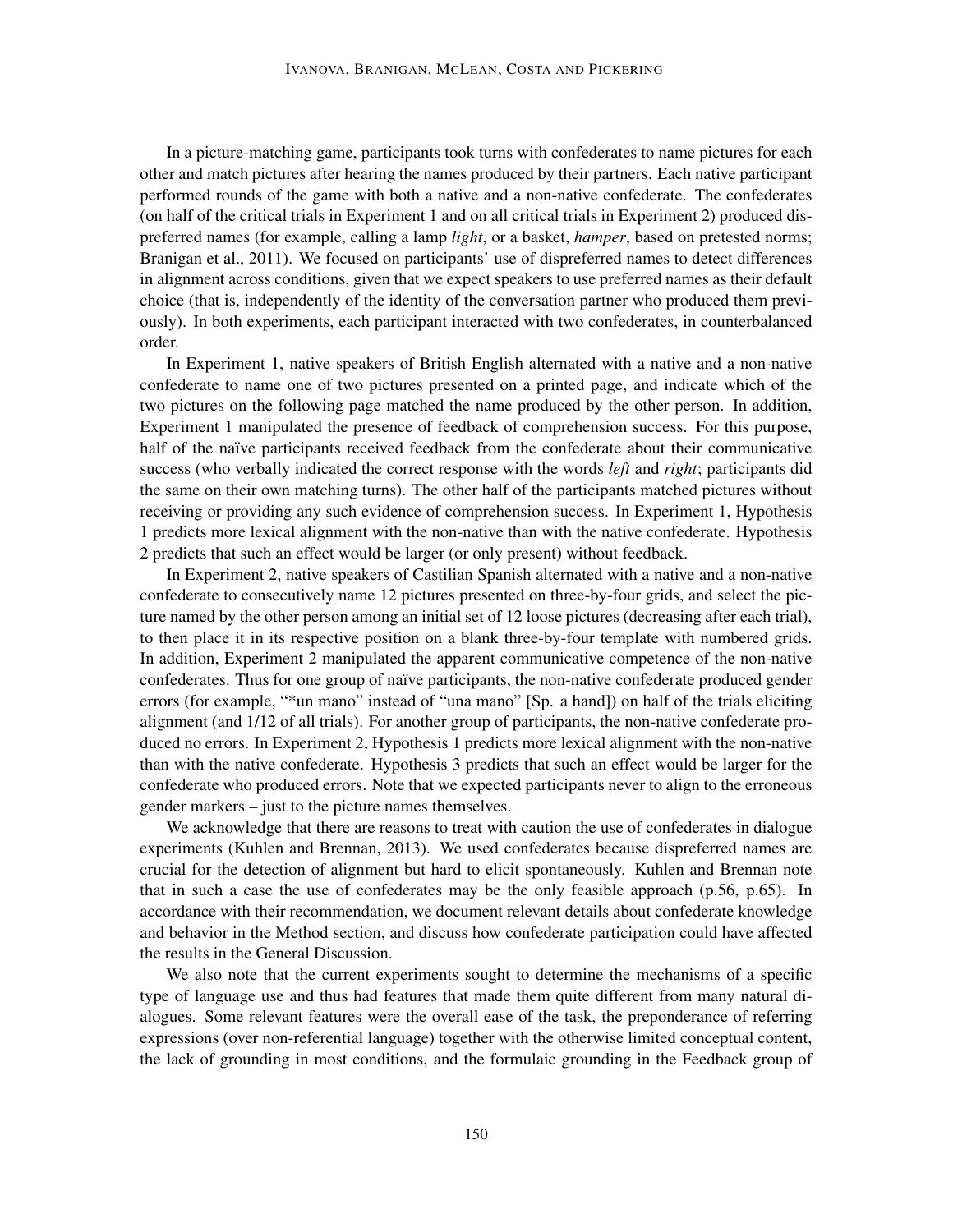In a picture-matching game, participants took turns with confederates to name pictures for each other and match pictures after hearing the names produced by their partners. Each native participant performed rounds of the game with both a native and a non-native confederate. The confederates (on half of the critical trials in Experiment 1 and on all critical trials in Experiment 2) produced dispreferred names (for example, calling a lamp *light*, or a basket, *hamper*, based on pretested norms; Branigan et al., 2011). We focused on participants' use of dispreferred names to detect differences in alignment across conditions, given that we expect speakers to use preferred names as their default choice (that is, independently of the identity of the conversation partner who produced them previously). In both experiments, each participant interacted with two confederates, in counterbalanced order.

In Experiment 1, native speakers of British English alternated with a native and a non-native confederate to name one of two pictures presented on a printed page, and indicate which of the two pictures on the following page matched the name produced by the other person. In addition, Experiment 1 manipulated the presence of feedback of comprehension success. For this purpose, half of the naïve participants received feedback from the confederate about their communicative success (who verbally indicated the correct response with the words *left* and *right*; participants did the same on their own matching turns). The other half of the participants matched pictures without receiving or providing any such evidence of comprehension success. In Experiment 1, Hypothesis 1 predicts more lexical alignment with the non-native than with the native confederate. Hypothesis 2 predicts that such an effect would be larger (or only present) without feedback.

In Experiment 2, native speakers of Castilian Spanish alternated with a native and a non-native confederate to consecutively name 12 pictures presented on three-by-four grids, and select the picture named by the other person among an initial set of 12 loose pictures (decreasing after each trial), to then place it in its respective position on a blank three-by-four template with numbered grids. In addition, Experiment 2 manipulated the apparent communicative competence of the non-native confederates. Thus for one group of naïve participants, the non-native confederate produced gender errors (for example, "*un mano" instead of "una mano" [Sp. a hand]) on half of the trials eliciting alignment (and 1/12 of all trials). For another group of participants, the non-native confederate produced no errors. In Experiment 2, Hypothesis 1 predicts more lexical alignment with the non-native than with the native confederate. Hypothesis 3 predicts that such an effect would be larger for the confederate who produced errors. Note that we expected participants never to align to the erroneous gender markers – just to the picture names themselves.

We acknowledge that there are reasons to treat with caution the use of confederates in dialogue experiments (Kuhlen and Brennan, 2013). We used confederates because dispreferred names are crucial for the detection of alignment but hard to elicit spontaneously. Kuhlen and Brennan note that in such a case the use of confederates may be the only feasible approach (p.56, p.65). In accordance with their recommendation, we document relevant details about confederate knowledge and behavior in the Method section, and discuss how confederate participation could have affected the results in the General Discussion.

We also note that the current experiments sought to determine the mechanisms of a specific type of language use and thus had features that made them quite different from many natural dialogues. Some relevant features were the overall ease of the task, the preponderance of referring expressions (over non-referential language) together with the otherwise limited conceptual content, the lack of grounding in most conditions, and the formulaic grounding in the Feedback group of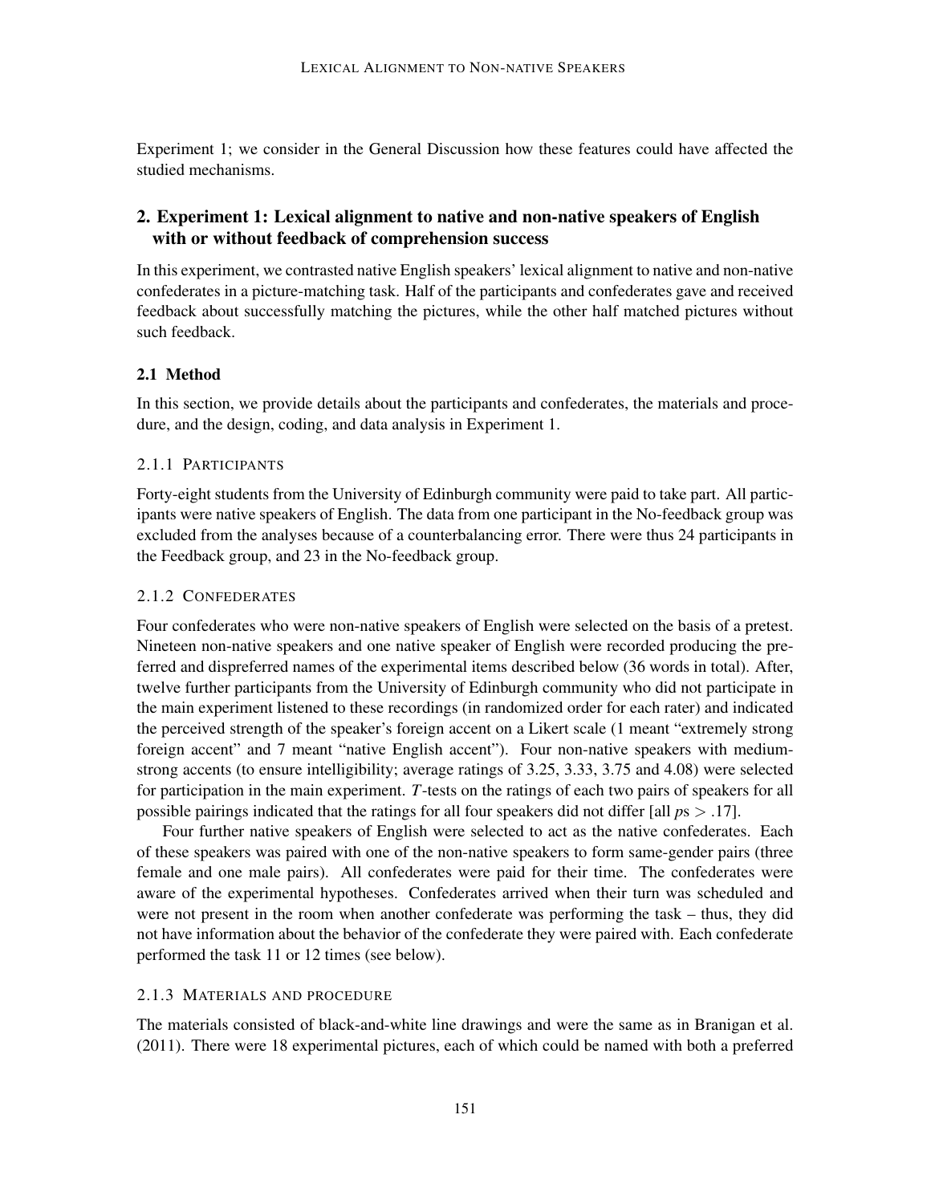Experiment 1; we consider in the General Discussion how these features could have affected the studied mechanisms.

## 2. Experiment 1: Lexical alignment to native and non-native speakers of English with or without feedback of comprehension success

In this experiment, we contrasted native English speakers' lexical alignment to native and non-native confederates in a picture-matching task. Half of the participants and confederates gave and received feedback about successfully matching the pictures, while the other half matched pictures without such feedback.

### 2.1 Method

In this section, we provide details about the participants and confederates, the materials and procedure, and the design, coding, and data analysis in Experiment 1.

#### 2.1.1 Participants

Forty-eight students from the University of Edinburgh community were paid to take part. All participants were native speakers of English. The data from one participant in the No-feedback group was excluded from the analyses because of a counterbalancing error. There were thus 24 participants in the Feedback group, and 23 in the No-feedback group.

#### 2.1.2 Confederates

Four confederates who were non-native speakers of English were selected on the basis of a pretest. Nineteen non-native speakers and one native speaker of English were recorded producing the preferred and dispreferred names of the experimental items described below (36 words in total). After, twelve further participants from the University of Edinburgh community who did not participate in the main experiment listened to these recordings (in randomized order for each rater) and indicated the perceived strength of the speaker's foreign accent on a Likert scale (1 meant "extremely strong foreign accent" and 7 meant "native English accent"). Four non-native speakers with medium-strong accents (to ensure intelligibility; average ratings of 3.25, 3.33, 3.75 and 4.08) were selected for participation in the main experiment. $T$-tests on the ratings of each two pairs of speakers for all possible pairings indicated that the ratings for all four speakers did not differ [all $p$s $> .17$].

Four further native speakers of English were selected to act as the native confederates. Each of these speakers was paired with one of the non-native speakers to form same-gender pairs (three female and one male pairs). All confederates were paid for their time. The confederates were aware of the experimental hypotheses. Confederates arrived when their turn was scheduled and were not present in the room when another confederate was performing the task – thus, they did not have information about the behavior of the confederate they were paired with. Each confederate performed the task 11 or 12 times (see below).

#### 2.1.3 Materials and procedure

The materials consisted of black-and-white line drawings and were the same as in Branigan et al. (2011). There were 18 experimental pictures, each of which could be named with both a preferred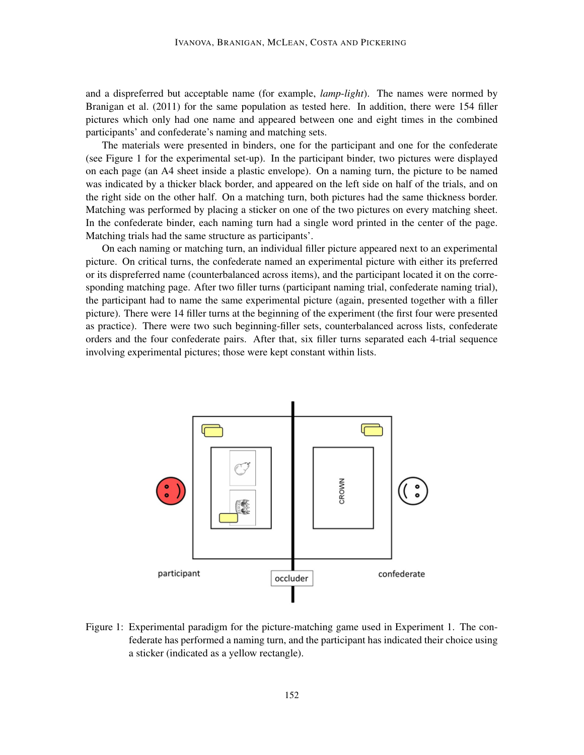and a dispreferred but acceptable name (for example, *lamp-light*). The names were normed by Branigan et al. (2011) for the same population as tested here. In addition, there were 154 filler pictures which only had one name and appeared between one and eight times in the combined participants' and confederate's naming and matching sets.

The materials were presented in binders, one for the participant and one for the confederate (see Figure 1 for the experimental set-up). In the participant binder, two pictures were displayed on each page (an A4 sheet inside a plastic envelope). On a naming turn, the picture to be named was indicated by a thicker black border, and appeared on the left side on half of the trials, and on the right side on the other half. On a matching turn, both pictures had the same thickness border. Matching was performed by placing a sticker on one of the two pictures on every matching sheet. In the confederate binder, each naming turn had a single word printed in the center of the page. Matching trials had the same structure as participants'.

On each naming or matching turn, an individual filler picture appeared next to an experimental picture. On critical turns, the confederate named an experimental picture with either its preferred or its dispreferred name (counterbalanced across items), and the participant located it on the corresponding matching page. After two filler turns (participant naming trial, confederate naming trial), the participant had to name the same experimental picture (again, presented together with a filler picture). There were 14 filler turns at the beginning of the experiment (the first four were presented as practice). There were two such beginning-filler sets, counterbalanced across lists, confederate orders and the four confederate pairs. After that, six filler turns separated each 4-trial sequence involving experimental pictures; those were kept constant within lists.

Figure 1: Experimental paradigm for the picture-matching game used in Experiment 1. The confederate has performed a naming turn, and the participant has indicated their choice using a sticker (indicated as a yellow rectangle).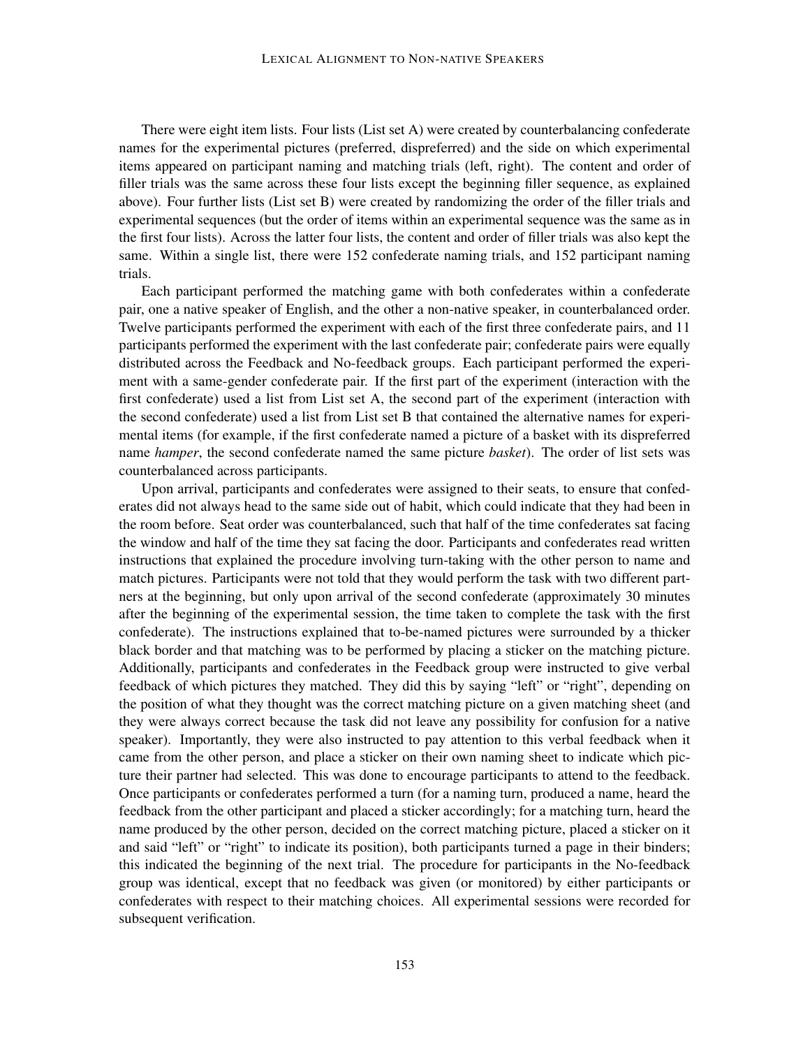There were eight item lists. Four lists (List set A) were created by counterbalancing confederate names for the experimental pictures (preferred, dispreferred) and the side on which experimental items appeared on participant naming and matching trials (left, right). The content and order of filler trials was the same across these four lists except the beginning filler sequence, as explained above). Four further lists (List set B) were created by randomizing the order of the filler trials and experimental sequences (but the order of items within an experimental sequence was the same as in the first four lists). Across the latter four lists, the content and order of filler trials was also kept the same. Within a single list, there were 152 confederate naming trials, and 152 participant naming trials.

Each participant performed the matching game with both confederates within a confederate pair, one a native speaker of English, and the other a non-native speaker, in counterbalanced order. Twelve participants performed the experiment with each of the first three confederate pairs, and 11 participants performed the experiment with the last confederate pair; confederate pairs were equally distributed across the Feedback and No-feedback groups. Each participant performed the experiment with a same-gender confederate pair. If the first part of the experiment (interaction with the first confederate) used a list from List set A, the second part of the experiment (interaction with the second confederate) used a list from List set B that contained the alternative names for experimental items (for example, if the first confederate named a picture of a basket with its dispreferred name *hamper*, the second confederate named the same picture *basket*). The order of list sets was counterbalanced across participants.

Upon arrival, participants and confederates were assigned to their seats, to ensure that confederates did not always head to the same side out of habit, which could indicate that they had been in the room before. Seat order was counterbalanced, such that half of the time confederates sat facing the window and half of the time they sat facing the door. Participants and confederates read written instructions that explained the procedure involving turn-taking with the other person to name and match pictures. Participants were not told that they would perform the task with two different partners at the beginning, but only upon arrival of the second confederate (approximately 30 minutes after the beginning of the experimental session, the time taken to complete the task with the first confederate). The instructions explained that to-be-named pictures were surrounded by a thicker black border and that matching was to be performed by placing a sticker on the matching picture. Additionally, participants and confederates in the Feedback group were instructed to give verbal feedback of which pictures they matched. They did this by saying "left" or "right", depending on the position of what they thought was the correct matching picture on a given matching sheet (and they were always correct because the task did not leave any possibility for confusion for a native speaker). Importantly, they were also instructed to pay attention to this verbal feedback when it came from the other person, and place a sticker on their own naming sheet to indicate which picture their partner had selected. This was done to encourage participants to attend to the feedback. Once participants or confederates performed a turn (for a naming turn, produced a name, heard the feedback from the other participant and placed a sticker accordingly; for a matching turn, heard the name produced by the other person, decided on the correct matching picture, placed a sticker on it and said "left" or "right" to indicate its position), both participants turned a page in their binders; this indicated the beginning of the next trial. The procedure for participants in the No-feedback group was identical, except that no feedback was given (or monitored) by either participants or confederates with respect to their matching choices. All experimental sessions were recorded for subsequent verification.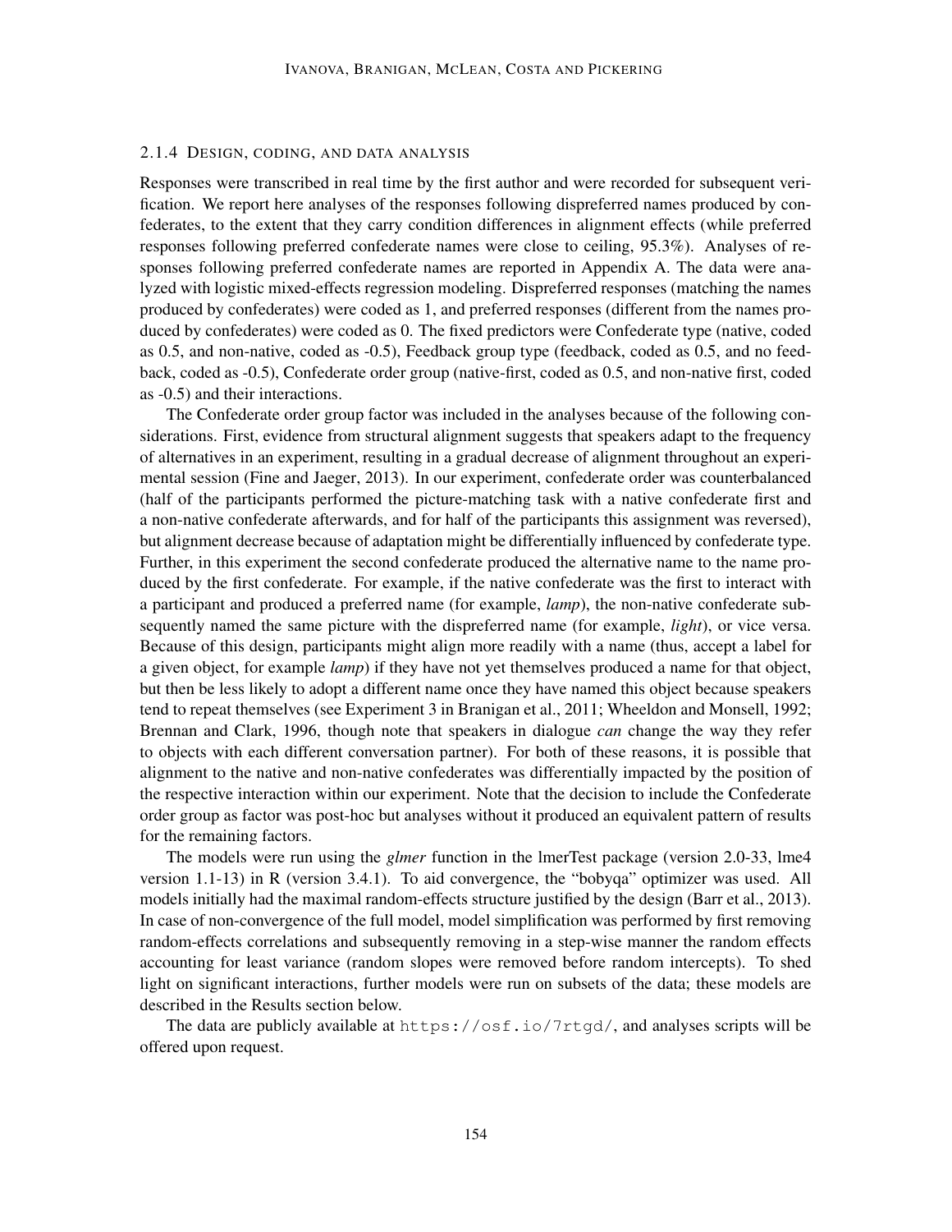### 2.1.4 Design, coding, and data analysis

Responses were transcribed in real time by the first author and were recorded for subsequent verification. We report here analyses of the responses following dispreferred names produced by confederates, to the extent that they carry condition differences in alignment effects (while preferred responses following preferred confederate names were close to ceiling, 95.3%). Analyses of responses following preferred confederate names are reported in Appendix A. The data were analyzed with logistic mixed-effects regression modeling. Dispreferred responses (matching the names produced by confederates) were coded as 1, and preferred responses (different from the names produced by confederates) were coded as 0. The fixed predictors were Confederate type (native, coded as 0.5, and non-native, coded as -0.5), Feedback group type (feedback, coded as 0.5, and no feedback, coded as -0.5), Confederate order group (native-first, coded as 0.5, and non-native first, coded as -0.5) and their interactions.

The Confederate order group factor was included in the analyses because of the following considerations. First, evidence from structural alignment suggests that speakers adapt to the frequency of alternatives in an experiment, resulting in a gradual decrease of alignment throughout an experimental session (Fine and Jaeger, 2013). In our experiment, confederate order was counterbalanced (half of the participants performed the picture-matching task with a native confederate first and a non-native confederate afterwards, and for half of the participants this assignment was reversed), but alignment decrease because of adaptation might be differentially influenced by confederate type. Further, in this experiment the second confederate produced the alternative name to the name produced by the first confederate. For example, if the native confederate was the first to interact with a participant and produced a preferred name (for example, *lamp*), the non-native confederate subsequently named the same picture with the dispreferred name (for example, *light*), or vice versa. Because of this design, participants might align more readily with a name (thus, accept a label for a given object, for example *lamp*) if they have not yet themselves produced a name for that object, but then be less likely to adopt a different name once they have named this object because speakers tend to repeat themselves (see Experiment 3 in Branigan et al., 2011; Wheeldon and Monsell, 1992; Brennan and Clark, 1996, though note that speakers in dialogue *can* change the way they refer to objects with each different conversation partner). For both of these reasons, it is possible that alignment to the native and non-native confederates was differentially impacted by the position of the respective interaction within our experiment. Note that the decision to include the Confederate order group as factor was post-hoc but analyses without it produced an equivalent pattern of results for the remaining factors.

The models were run using the *glmer* function in the lmerTest package (version 2.0-33, lme4 version 1.1-13) in R (version 3.4.1). To aid convergence, the "bobyqa" optimizer was used. All models initially had the maximal random-effects structure justified by the design (Barr et al., 2013). In case of non-convergence of the full model, model simplification was performed by first removing random-effects correlations and subsequently removing in a step-wise manner the random effects accounting for least variance (random slopes were removed before random intercepts). To shed light on significant interactions, further models were run on subsets of the data; these models are described in the Results section below.

The data are publicly available at `https://osf.io/7rtgd/`, and analyses scripts will be offered upon request.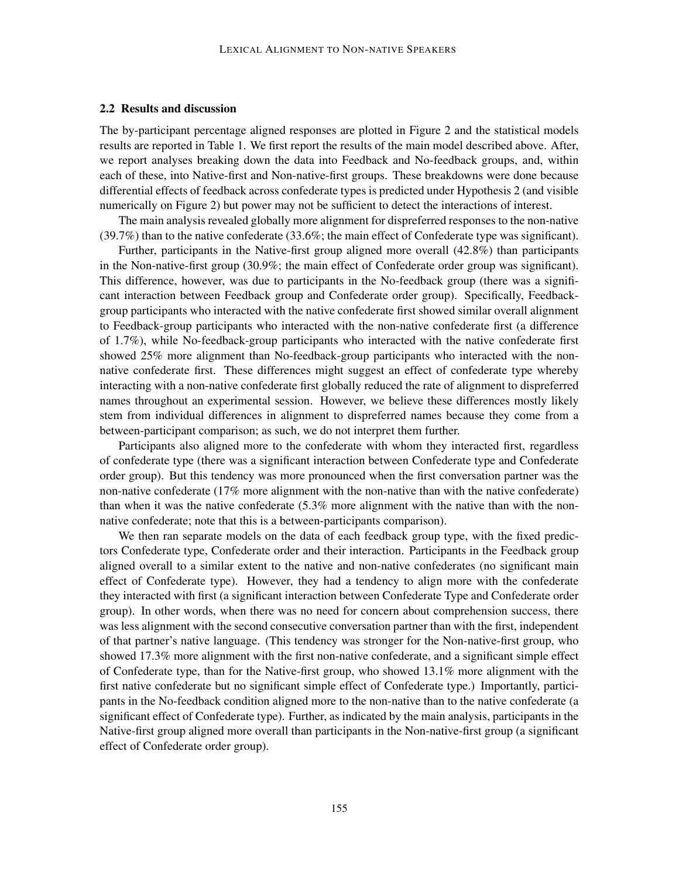### 2.2 Results and discussion

The by-participant percentage aligned responses are plotted in Figure 2 and the statistical models results are reported in Table 1. We first report the results of the main model described above. After, we report analyses breaking down the data into Feedback and No-feedback groups, and, within each of these, into Native-first and Non-native-first groups. These breakdowns were done because differential effects of feedback across confederate types is predicted under Hypothesis 2 (and visible numerically on Figure 2) but power may not be sufficient to detect the interactions of interest.

The main analysis revealed globally more alignment for dispreferred responses to the non-native (39.7%) than to the native confederate (33.6%; the main effect of Confederate type was significant).

Further, participants in the Native-first group aligned more overall (42.8%) than participants in the Non-native-first group (30.9%; the main effect of Confederate order group was significant). This difference, however, was due to participants in the No-feedback group (there was a significant interaction between Feedback group and Confederate order group). Specifically, Feedback-group participants who interacted with the native confederate first showed similar overall alignment to Feedback-group participants who interacted with the non-native confederate first (a difference of 1.7%), while No-feedback-group participants who interacted with the native confederate first showed 25% more alignment than No-feedback-group participants who interacted with the non-native confederate first. These differences might suggest an effect of confederate type whereby interacting with a non-native confederate first globally reduced the rate of alignment to dispreferred names throughout an experimental session. However, we believe these differences mostly likely stem from individual differences in alignment to dispreferred names because they come from a between-participant comparison; as such, we do not interpret them further.

Participants also aligned more to the confederate with whom they interacted first, regardless of confederate type (there was a significant interaction between Confederate type and Confederate order group). But this tendency was more pronounced when the first conversation partner was the non-native confederate (17% more alignment with the non-native than with the native confederate) than when it was the native confederate (5.3% more alignment with the native than with the non-native confederate; note that this is a between-participants comparison).

We then ran separate models on the data of each feedback group type, with the fixed predictors Confederate type, Confederate order and their interaction. Participants in the Feedback group aligned overall to a similar extent to the native and non-native confederates (no significant main effect of Confederate type). However, they had a tendency to align more with the confederate they interacted with first (a significant interaction between Confederate Type and Confederate order group). In other words, when there was no need for concern about comprehension success, there was less alignment with the second consecutive conversation partner than with the first, independent of that partner's native language. (This tendency was stronger for the Non-native-first group, who showed 17.3% more alignment with the first non-native confederate, and a significant simple effect of Confederate type, than for the Native-first group, who showed 13.1% more alignment with the first native confederate but no significant simple effect of Confederate type.) Importantly, participants in the No-feedback condition aligned more to the non-native than to the native confederate (a significant effect of Confederate type). Further, as indicated by the main analysis, participants in the Native-first group aligned more overall than participants in the Non-native-first group (a significant effect of Confederate order group).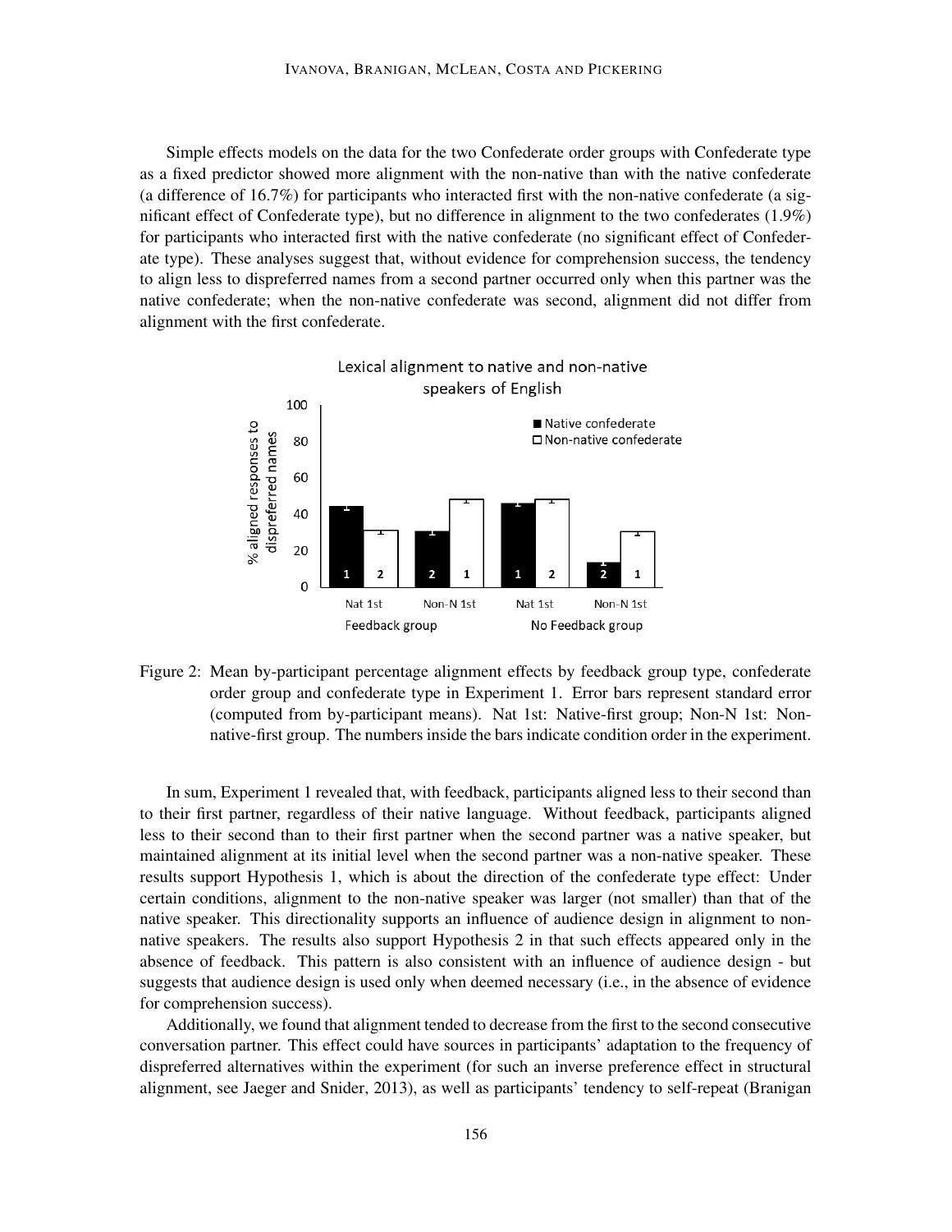Simple effects models on the data for the two Confederate order groups with Confederate type as a fixed predictor showed more alignment with the non-native than with the native confederate (a difference of 16.7%) for participants who interacted first with the non-native confederate (a significant effect of Confederate type), but no difference in alignment to the two confederates (1.9%) for participants who interacted first with the native confederate (no significant effect of Confederate type). These analyses suggest that, without evidence for comprehension success, the tendency to align less to dispreferred names from a second partner occurred only when this partner was the native confederate; when the non-native confederate was second, alignment did not differ from alignment with the first confederate.

Figure 2: Mean by-participant percentage alignment effects by feedback group type, confederate order group and confederate type in Experiment 1. Error bars represent standard error (computed from by-participant means). Nat 1st: Native-first group; Non-N 1st: Non-native-first group. The numbers inside the bars indicate condition order in the experiment.

In sum, Experiment 1 revealed that, with feedback, participants aligned less to their second than to their first partner, regardless of their native language. Without feedback, participants aligned less to their second than to their first partner when the second partner was a native speaker, but maintained alignment at its initial level when the second partner was a non-native speaker. These results support Hypothesis 1, which is about the direction of the confederate type effect: Under certain conditions, alignment to the non-native speaker was larger (not smaller) than that of the native speaker. This directionality supports an influence of audience design in alignment to non-native speakers. The results also support Hypothesis 2 in that such effects appeared only in the absence of feedback. This pattern is also consistent with an influence of audience design - but suggests that audience design is used only when deemed necessary (i.e., in the absence of evidence for comprehension success).

Additionally, we found that alignment tended to decrease from the first to the second consecutive conversation partner. This effect could have sources in participants' adaptation to the frequency of dispreferred alternatives within the experiment (for such an inverse preference effect in structural alignment, see Jaeger and Snider, 2013), as well as participants' tendency to self-repeat (Branigan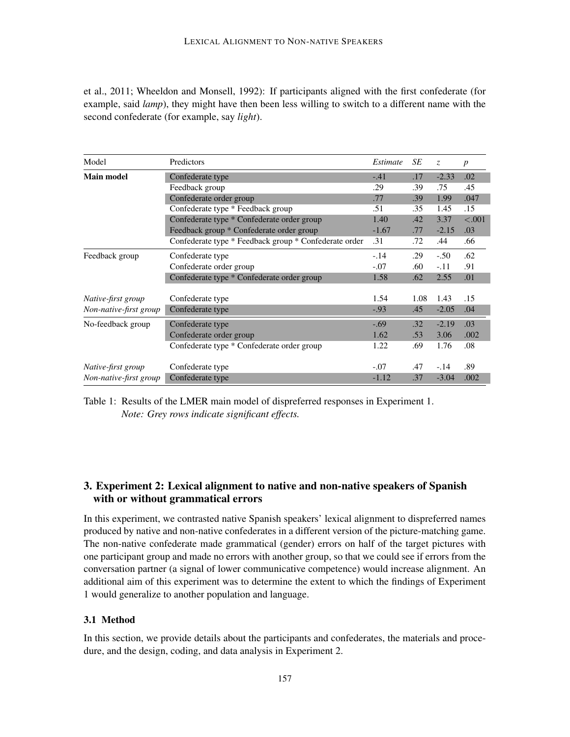et al., 2011; Wheeldon and Monsell, 1992): If participants aligned with the first confederate (for example, said *lamp*), they might have then been less willing to switch to a different name with the second confederate (for example, say *light*).

| Model | Predictors | *Estimate* | *SE* | *z* | *p* |
|---|---|---|---|---|---|
| **Main model** | Confederate type | -.41 | .17 | -2.33 | .02 |
| | Feedback group | .29 | .39 | .75 | .45 |
| | Confederate order group | .77 | .39 | 1.99 | .047 |
| | Confederate type * Feedback group | .51 | .35 | 1.45 | .15 |
| | Confederate type * Confederate order group | 1.40 | .42 | 3.37 | <.001 |
| | Feedback group * Confederate order group | -1.67 | .77 | -2.15 | .03 |
| | Confederate type * Feedback group * Confederate order | .31 | .72 | .44 | .66 |
| Feedback group | Confederate type | -.14 | .29 | -.50 | .62 |
| | Confederate order group | -.07 | .60 | -.11 | .91 |
| | Confederate type * Confederate order group | 1.58 | .62 | 2.55 | .01 |
| *Native-first group* | Confederate type | 1.54 | 1.08 | 1.43 | .15 |
| *Non-native-first group* | Confederate type | -.93 | .45 | -2.05 | .04 |
| No-feedback group | Confederate type | -.69 | .32 | -2.19 | .03 |
| | Confederate order group | 1.62 | .53 | 3.06 | .002 |
| | Confederate type * Confederate order group | 1.22 | .69 | 1.76 | .08 |
| *Native-first group* | Confederate type | -.07 | .47 | -.14 | .89 |
| *Non-native-first group* | Confederate type | -1.12 | .37 | -3.04 | .002 |

Table 1: Results of the LMER main model of dispreferred responses in Experiment 1.
*Note: Grey rows indicate significant effects.*

## 3. Experiment 2: Lexical alignment to native and non-native speakers of Spanish with or without grammatical errors

In this experiment, we contrasted native Spanish speakers' lexical alignment to dispreferred names produced by native and non-native confederates in a different version of the picture-matching game. The non-native confederate made grammatical (gender) errors on half of the target pictures with one participant group and made no errors with another group, so that we could see if errors from the conversation partner (a signal of lower communicative competence) would increase alignment. An additional aim of this experiment was to determine the extent to which the findings of Experiment 1 would generalize to another population and language.

### 3.1 Method

In this section, we provide details about the participants and confederates, the materials and procedure, and the design, coding, and data analysis in Experiment 2.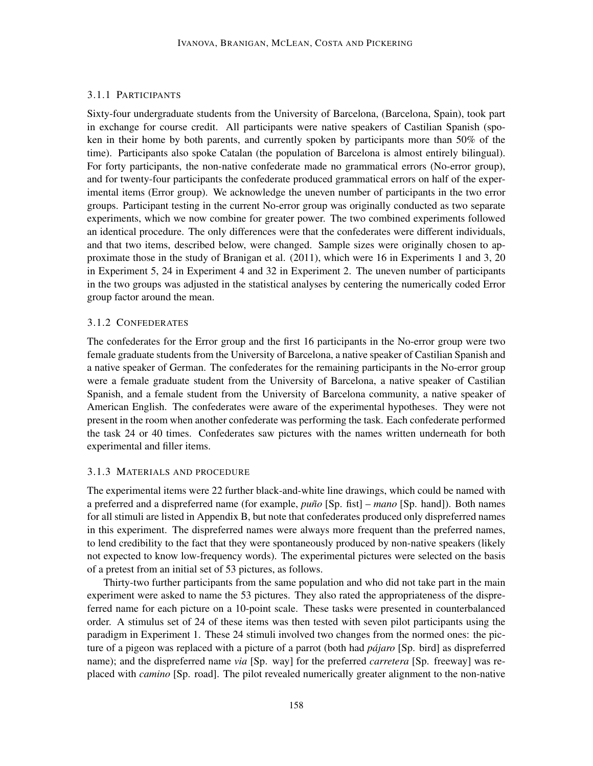### 3.1.1 Participants

Sixty-four undergraduate students from the University of Barcelona, (Barcelona, Spain), took part in exchange for course credit. All participants were native speakers of Castilian Spanish (spoken in their home by both parents, and currently spoken by participants more than 50% of the time). Participants also spoke Catalan (the population of Barcelona is almost entirely bilingual). For forty participants, the non-native confederate made no grammatical errors (No-error group), and for twenty-four participants the confederate produced grammatical errors on half of the experimental items (Error group). We acknowledge the uneven number of participants in the two error groups. Participant testing in the current No-error group was originally conducted as two separate experiments, which we now combine for greater power. The two combined experiments followed an identical procedure. The only differences were that the confederates were different individuals, and that two items, described below, were changed. Sample sizes were originally chosen to approximate those in the study of Branigan et al. (2011), which were 16 in Experiments 1 and 3, 20 in Experiment 5, 24 in Experiment 4 and 32 in Experiment 2. The uneven number of participants in the two groups was adjusted in the statistical analyses by centering the numerically coded Error group factor around the mean.

### 3.1.2 Confederates

The confederates for the Error group and the first 16 participants in the No-error group were two female graduate students from the University of Barcelona, a native speaker of Castilian Spanish and a native speaker of German. The confederates for the remaining participants in the No-error group were a female graduate student from the University of Barcelona, a native speaker of Castilian Spanish, and a female student from the University of Barcelona community, a native speaker of American English. The confederates were aware of the experimental hypotheses. They were not present in the room when another confederate was performing the task. Each confederate performed the task 24 or 40 times. Confederates saw pictures with the names written underneath for both experimental and filler items.

### 3.1.3 Materials and procedure

The experimental items were 22 further black-and-white line drawings, which could be named with a preferred and a dispreferred name (for example, *puño* [Sp. fist] – *mano* [Sp. hand]). Both names for all stimuli are listed in Appendix B, but note that confederates produced only dispreferred names in this experiment. The dispreferred names were always more frequent than the preferred names, to lend credibility to the fact that they were spontaneously produced by non-native speakers (likely not expected to know low-frequency words). The experimental pictures were selected on the basis of a pretest from an initial set of 53 pictures, as follows.

Thirty-two further participants from the same population and who did not take part in the main experiment were asked to name the 53 pictures. They also rated the appropriateness of the dispreferred name for each picture on a 10-point scale. These tasks were presented in counterbalanced order. A stimulus set of 24 of these items was then tested with seven pilot participants using the paradigm in Experiment 1. These 24 stimuli involved two changes from the normed ones: the picture of a pigeon was replaced with a picture of a parrot (both had *pájaro* [Sp. bird] as dispreferred name); and the dispreferred name *via* [Sp. way] for the preferred *carretera* [Sp. freeway] was replaced with *camino* [Sp. road]. The pilot revealed numerically greater alignment to the non-native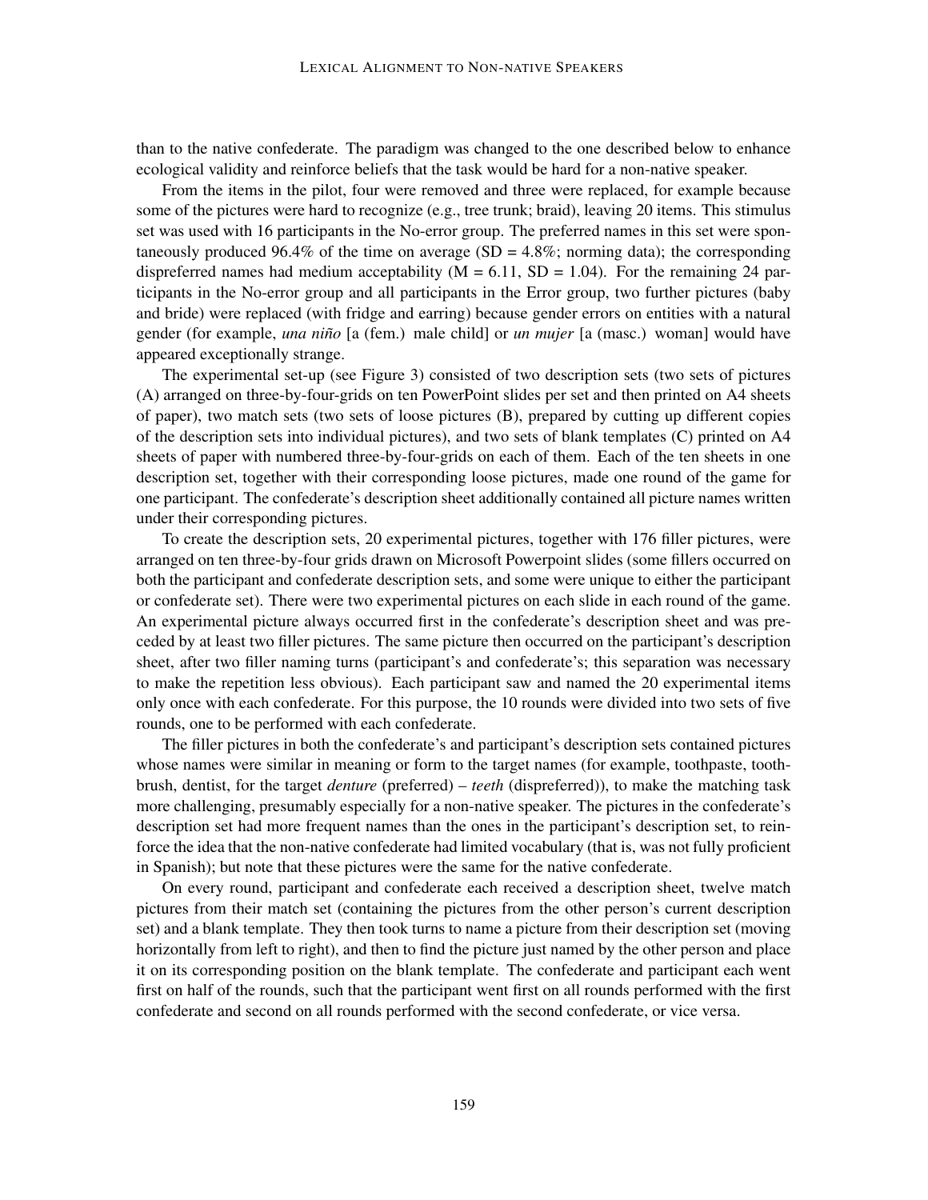than to the native confederate. The paradigm was changed to the one described below to enhance ecological validity and reinforce beliefs that the task would be hard for a non-native speaker.

From the items in the pilot, four were removed and three were replaced, for example because some of the pictures were hard to recognize (e.g., tree trunk; braid), leaving 20 items. This stimulus set was used with 16 participants in the No-error group. The preferred names in this set were spontaneously produced 96.4% of the time on average (SD = 4.8%; norming data); the corresponding dispreferred names had medium acceptability (M = 6.11, SD = 1.04). For the remaining 24 participants in the No-error group and all participants in the Error group, two further pictures (baby and bride) were replaced (with fridge and earring) because gender errors on entities with a natural gender (for example, *una niño* [a (fem.) male child] or *un mujer* [a (masc.) woman] would have appeared exceptionally strange.

The experimental set-up (see Figure 3) consisted of two description sets (two sets of pictures (A) arranged on three-by-four-grids on ten PowerPoint slides per set and then printed on A4 sheets of paper), two match sets (two sets of loose pictures (B), prepared by cutting up different copies of the description sets into individual pictures), and two sets of blank templates (C) printed on A4 sheets of paper with numbered three-by-four-grids on each of them. Each of the ten sheets in one description set, together with their corresponding loose pictures, made one round of the game for one participant. The confederate's description sheet additionally contained all picture names written under their corresponding pictures.

To create the description sets, 20 experimental pictures, together with 176 filler pictures, were arranged on ten three-by-four grids drawn on Microsoft Powerpoint slides (some fillers occurred on both the participant and confederate description sets, and some were unique to either the participant or confederate set). There were two experimental pictures on each slide in each round of the game. An experimental picture always occurred first in the confederate's description sheet and was preceded by at least two filler pictures. The same picture then occurred on the participant's description sheet, after two filler naming turns (participant's and confederate's; this separation was necessary to make the repetition less obvious). Each participant saw and named the 20 experimental items only once with each confederate. For this purpose, the 10 rounds were divided into two sets of five rounds, one to be performed with each confederate.

The filler pictures in both the confederate's and participant's description sets contained pictures whose names were similar in meaning or form to the target names (for example, toothpaste, toothbrush, dentist, for the target *denture* (preferred) – *teeth* (dispreferred)), to make the matching task more challenging, presumably especially for a non-native speaker. The pictures in the confederate's description set had more frequent names than the ones in the participant's description set, to reinforce the idea that the non-native confederate had limited vocabulary (that is, was not fully proficient in Spanish); but note that these pictures were the same for the native confederate.

On every round, participant and confederate each received a description sheet, twelve match pictures from their match set (containing the pictures from the other person's current description set) and a blank template. They then took turns to name a picture from their description set (moving horizontally from left to right), and then to find the picture just named by the other person and place it on its corresponding position on the blank template. The confederate and participant each went first on half of the rounds, such that the participant went first on all rounds performed with the first confederate and second on all rounds performed with the second confederate, or vice versa.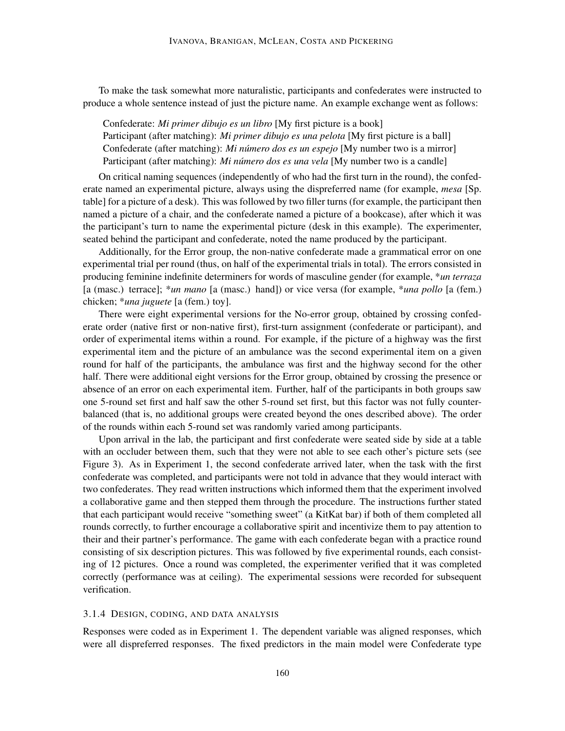To make the task somewhat more naturalistic, participants and confederates were instructed to produce a whole sentence instead of just the picture name. An example exchange went as follows:

Confederate: *Mi primer dibujo es un libro* [My first picture is a book]
Participant (after matching): *Mi primer dibujo es una pelota* [My first picture is a ball]
Confederate (after matching): *Mi número dos es un espejo* [My number two is a mirror]
Participant (after matching): *Mi número dos es una vela* [My number two is a candle]

On critical naming sequences (independently of who had the first turn in the round), the confederate named an experimental picture, always using the dispreferred name (for example, *mesa* [Sp. table] for a picture of a desk). This was followed by two filler turns (for example, the participant then named a picture of a chair, and the confederate named a picture of a bookcase), after which it was the participant's turn to name the experimental picture (desk in this example). The experimenter, seated behind the participant and confederate, noted the name produced by the participant.

Additionally, for the Error group, the non-native confederate made a grammatical error on one experimental trial per round (thus, on half of the experimental trials in total). The errors consisted in producing feminine indefinite determiners for words of masculine gender (for example, **un terraza* [a (masc.) terrace]; **un mano* [a (masc.) hand]) or vice versa (for example, **una pollo* [a (fem.) chicken; **una juguete* [a (fem.) toy].

There were eight experimental versions for the No-error group, obtained by crossing confederate order (native first or non-native first), first-turn assignment (confederate or participant), and order of experimental items within a round. For example, if the picture of a highway was the first experimental item and the picture of an ambulance was the second experimental item on a given round for half of the participants, the ambulance was first and the highway second for the other half. There were additional eight versions for the Error group, obtained by crossing the presence or absence of an error on each experimental item. Further, half of the participants in both groups saw one 5-round set first and half saw the other 5-round set first, but this factor was not fully counterbalanced (that is, no additional groups were created beyond the ones described above). The order of the rounds within each 5-round set was randomly varied among participants.

Upon arrival in the lab, the participant and first confederate were seated side by side at a table with an occluder between them, such that they were not able to see each other's picture sets (see Figure 3). As in Experiment 1, the second confederate arrived later, when the task with the first confederate was completed, and participants were not told in advance that they would interact with two confederates. They read written instructions which informed them that the experiment involved a collaborative game and then stepped them through the procedure. The instructions further stated that each participant would receive "something sweet" (a KitKat bar) if both of them completed all rounds correctly, to further encourage a collaborative spirit and incentivize them to pay attention to their and their partner's performance. The game with each confederate began with a practice round consisting of six description pictures. This was followed by five experimental rounds, each consisting of 12 pictures. Once a round was completed, the experimenter verified that it was completed correctly (performance was at ceiling). The experimental sessions were recorded for subsequent verification.

### 3.1.4 Design, coding, and data analysis

Responses were coded as in Experiment 1. The dependent variable was aligned responses, which were all dispreferred responses. The fixed predictors in the main model were Confederate type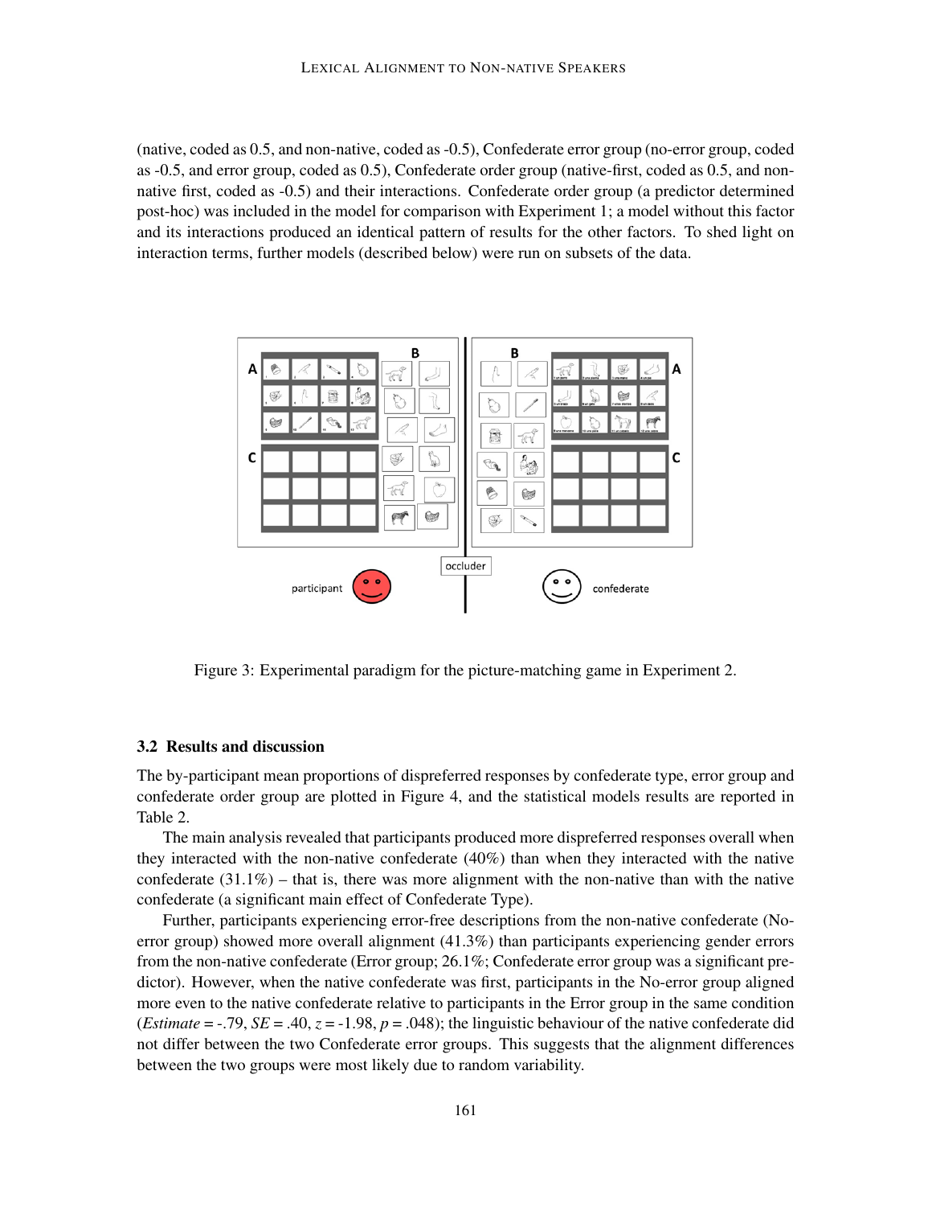(native, coded as 0.5, and non-native, coded as -0.5), Confederate error group (no-error group, coded as -0.5, and error group, coded as 0.5), Confederate order group (native-first, coded as 0.5, and non-native first, coded as -0.5) and their interactions. Confederate order group (a predictor determined post-hoc) was included in the model for comparison with Experiment 1; a model without this factor and its interactions produced an identical pattern of results for the other factors. To shed light on interaction terms, further models (described below) were run on subsets of the data.

Figure 3: Experimental paradigm for the picture-matching game in Experiment 2.

### 3.2 Results and discussion

The by-participant mean proportions of dispreferred responses by confederate type, error group and confederate order group are plotted in Figure 4, and the statistical models results are reported in Table 2.

The main analysis revealed that participants produced more dispreferred responses overall when they interacted with the non-native confederate (40%) than when they interacted with the native confederate (31.1%) – that is, there was more alignment with the non-native than with the native confederate (a significant main effect of Confederate Type).

Further, participants experiencing error-free descriptions from the non-native confederate (No-error group) showed more overall alignment (41.3%) than participants experiencing gender errors from the non-native confederate (Error group; 26.1%; Confederate error group was a significant predictor). However, when the native confederate was first, participants in the No-error group aligned more even to the native confederate relative to participants in the Error group in the same condition (*Estimate* = -.79, *SE* = .40, $z$ = -1.98, $p$ = .048); the linguistic behaviour of the native confederate did not differ between the two Confederate error groups. This suggests that the alignment differences between the two groups were most likely due to random variability.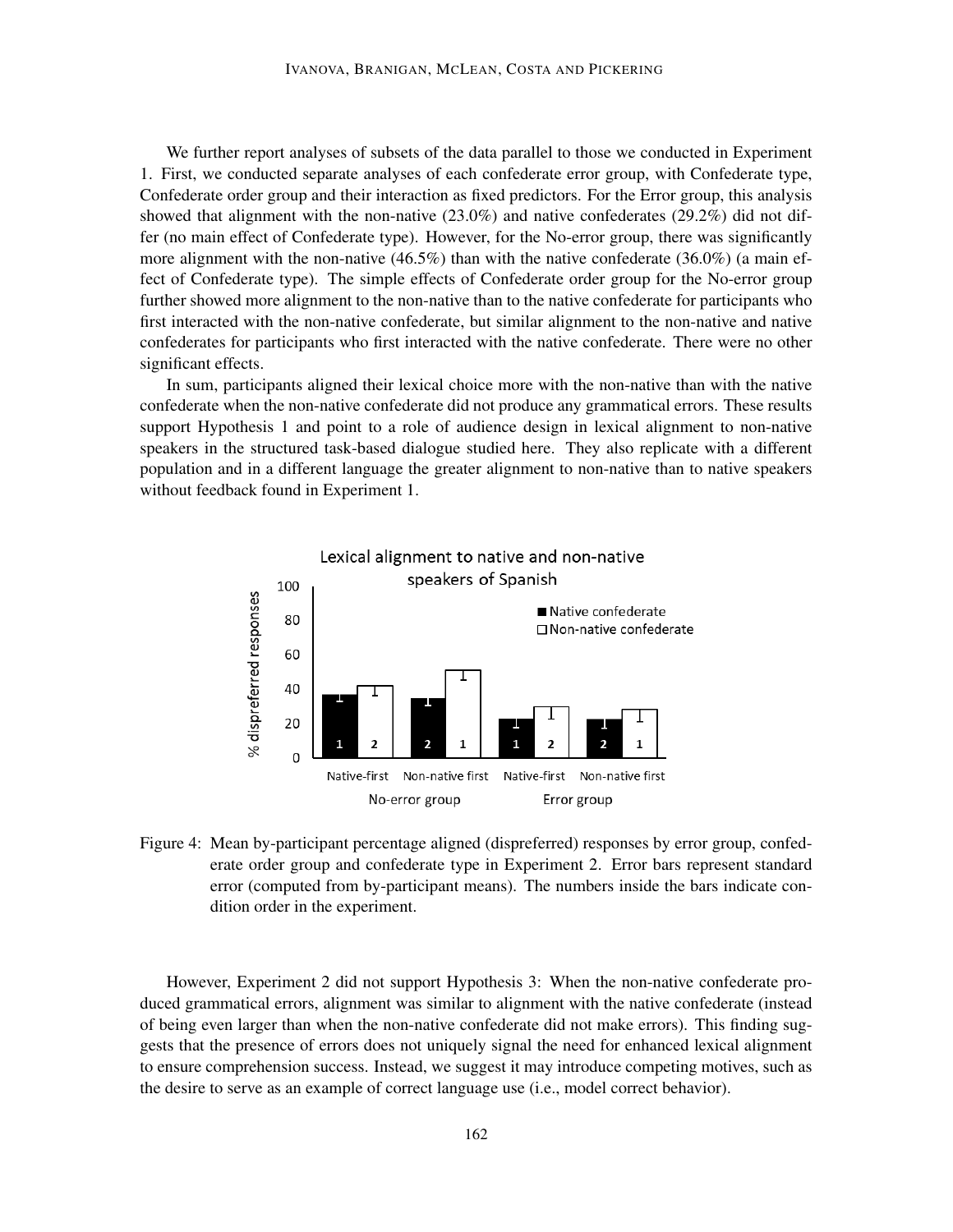We further report analyses of subsets of the data parallel to those we conducted in Experiment 1. First, we conducted separate analyses of each confederate error group, with Confederate type, Confederate order group and their interaction as fixed predictors. For the Error group, this analysis showed that alignment with the non-native (23.0%) and native confederates (29.2%) did not differ (no main effect of Confederate type). However, for the No-error group, there was significantly more alignment with the non-native (46.5%) than with the native confederate (36.0%) (a main effect of Confederate type). The simple effects of Confederate order group for the No-error group further showed more alignment to the non-native than to the native confederate for participants who first interacted with the non-native confederate, but similar alignment to the non-native and native confederates for participants who first interacted with the native confederate. There were no other significant effects.

In sum, participants aligned their lexical choice more with the non-native than with the native confederate when the non-native confederate did not produce any grammatical errors. These results support Hypothesis 1 and point to a role of audience design in lexical alignment to non-native speakers in the structured task-based dialogue studied here. They also replicate with a different population and in a different language the greater alignment to non-native than to native speakers without feedback found in Experiment 1.

Figure 4: Mean by-participant percentage aligned (dispreferred) responses by error group, confederate order group and confederate type in Experiment 2. Error bars represent standard error (computed from by-participant means). The numbers inside the bars indicate condition order in the experiment.

However, Experiment 2 did not support Hypothesis 3: When the non-native confederate produced grammatical errors, alignment was similar to alignment with the native confederate (instead of being even larger than when the non-native confederate did not make errors). This finding suggests that the presence of errors does not uniquely signal the need for enhanced lexical alignment to ensure comprehension success. Instead, we suggest it may introduce competing motives, such as the desire to serve as an example of correct language use (i.e., model correct behavior).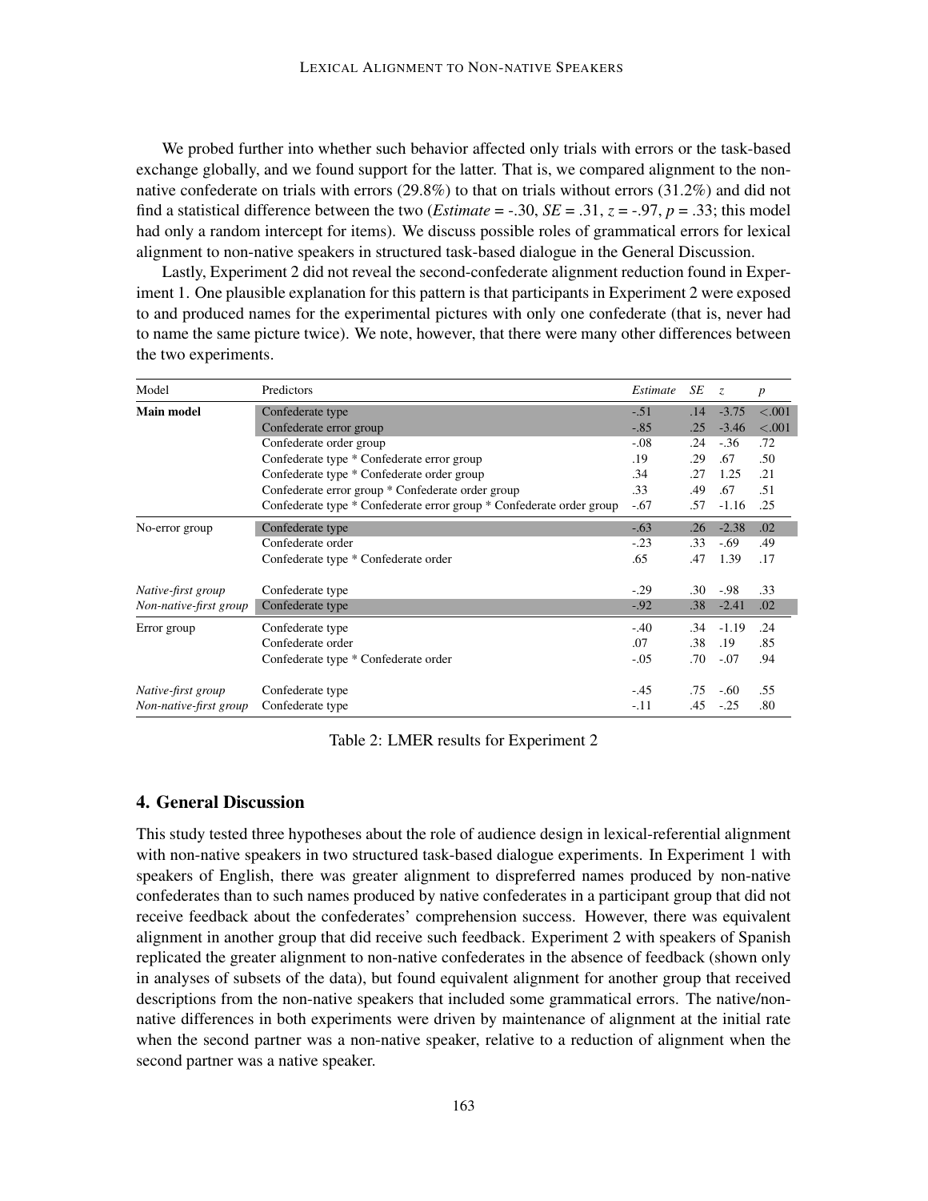We probed further into whether such behavior affected only trials with errors or the task-based exchange globally, and we found support for the latter. That is, we compared alignment to the non-native confederate on trials with errors (29.8%) to that on trials without errors (31.2%) and did not find a statistical difference between the two (*Estimate* = -.30, *SE* = .31, *z* = -.97, *p* = .33; this model had only a random intercept for items). We discuss possible roles of grammatical errors for lexical alignment to non-native speakers in structured task-based dialogue in the General Discussion.

Lastly, Experiment 2 did not reveal the second-confederate alignment reduction found in Experiment 1. One plausible explanation for this pattern is that participants in Experiment 2 were exposed to and produced names for the experimental pictures with only one confederate (that is, never had to name the same picture twice). We note, however, that there were many other differences between the two experiments.

| Model | Predictors | *Estimate* | *SE* | *z* | *p* |
|---|---|---|---|---|---|
| **Main model** | Confederate type | -.51 | .14 | -3.75 | <.001 |
| | Confederate error group | -.85 | .25 | -3.46 | <.001 |
| | Confederate order group | -.08 | .24 | -.36 | .72 |
| | Confederate type * Confederate error group | .19 | .29 | .67 | .50 |
| | Confederate type * Confederate order group | .34 | .27 | 1.25 | .21 |
| | Confederate error group * Confederate order group | .33 | .49 | .67 | .51 |
| | Confederate type * Confederate error group * Confederate order group | -.67 | .57 | -1.16 | .25 |
| No-error group | Confederate type | -.63 | .26 | -2.38 | .02 |
| | Confederate order | -.23 | .33 | -.69 | .49 |
| | Confederate type * Confederate order | .65 | .47 | 1.39 | .17 |
| *Native-first group* | Confederate type | -.29 | .30 | -.98 | .33 |
| *Non-native-first group* | Confederate type | -.92 | .38 | -2.41 | .02 |
| Error group | Confederate type | -.40 | .34 | -1.19 | .24 |
| | Confederate order | .07 | .38 | .19 | .85 |
| | Confederate type * Confederate order | -.05 | .70 | -.07 | .94 |
| *Native-first group* | Confederate type | -.45 | .75 | -.60 | .55 |
| *Non-native-first group* | Confederate type | -.11 | .45 | -.25 | .80 |

Table 2: LMER results for Experiment 2

## 4. General Discussion

This study tested three hypotheses about the role of audience design in lexical-referential alignment with non-native speakers in two structured task-based dialogue experiments. In Experiment 1 with speakers of English, there was greater alignment to dispreferred names produced by non-native confederates than to such names produced by native confederates in a participant group that did not receive feedback about the confederates' comprehension success. However, there was equivalent alignment in another group that did receive such feedback. Experiment 2 with speakers of Spanish replicated the greater alignment to non-native confederates in the absence of feedback (shown only in analyses of subsets of the data), but found equivalent alignment for another group that received descriptions from the non-native speakers that included some grammatical errors. The native/non-native differences in both experiments were driven by maintenance of alignment at the initial rate when the second partner was a non-native speaker, relative to a reduction of alignment when the second partner was a native speaker.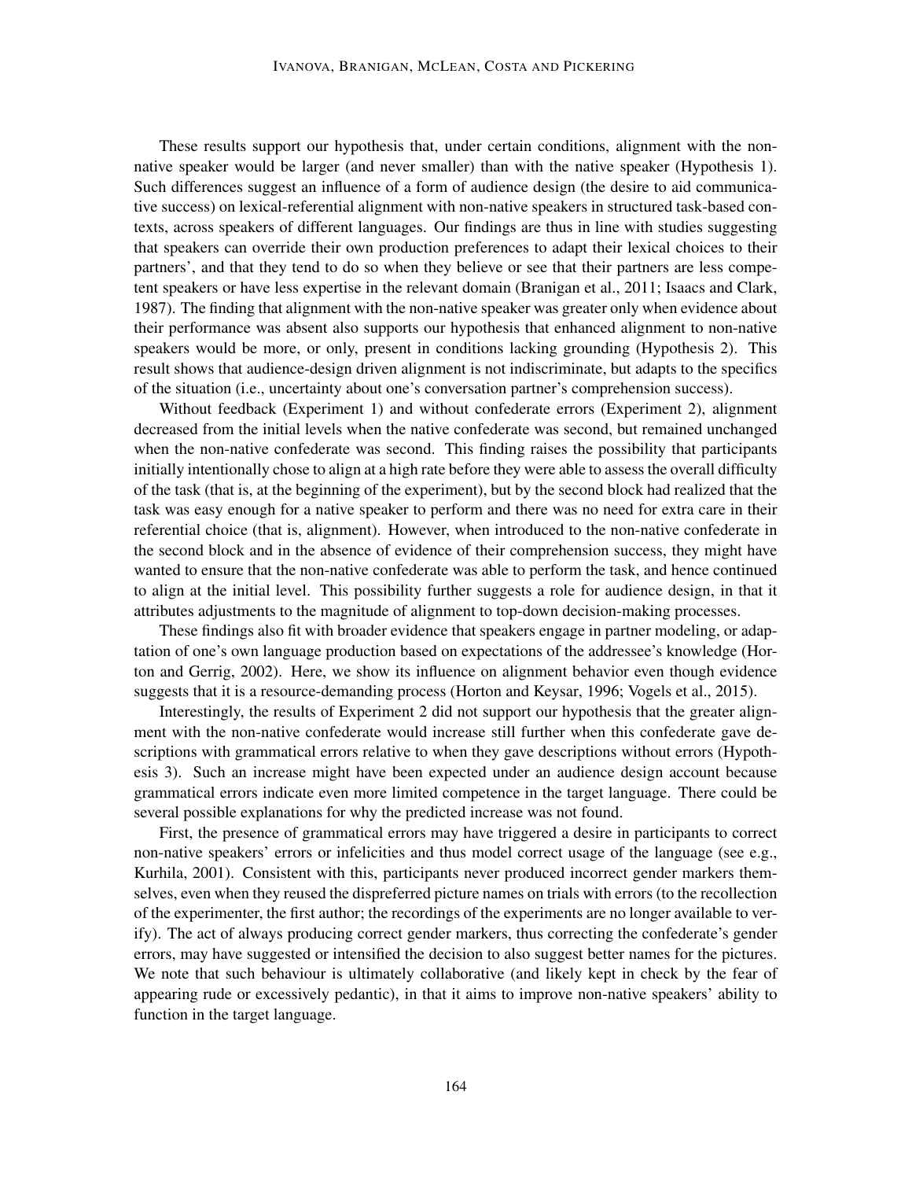These results support our hypothesis that, under certain conditions, alignment with the non-native speaker would be larger (and never smaller) than with the native speaker (Hypothesis 1). Such differences suggest an influence of a form of audience design (the desire to aid communicative success) on lexical-referential alignment with non-native speakers in structured task-based contexts, across speakers of different languages. Our findings are thus in line with studies suggesting that speakers can override their own production preferences to adapt their lexical choices to their partners', and that they tend to do so when they believe or see that their partners are less competent speakers or have less expertise in the relevant domain (Branigan et al., 2011; Isaacs and Clark, 1987). The finding that alignment with the non-native speaker was greater only when evidence about their performance was absent also supports our hypothesis that enhanced alignment to non-native speakers would be more, or only, present in conditions lacking grounding (Hypothesis 2). This result shows that audience-design driven alignment is not indiscriminate, but adapts to the specifics of the situation (i.e., uncertainty about one's conversation partner's comprehension success).

Without feedback (Experiment 1) and without confederate errors (Experiment 2), alignment decreased from the initial levels when the native confederate was second, but remained unchanged when the non-native confederate was second. This finding raises the possibility that participants initially intentionally chose to align at a high rate before they were able to assess the overall difficulty of the task (that is, at the beginning of the experiment), but by the second block had realized that the task was easy enough for a native speaker to perform and there was no need for extra care in their referential choice (that is, alignment). However, when introduced to the non-native confederate in the second block and in the absence of evidence of their comprehension success, they might have wanted to ensure that the non-native confederate was able to perform the task, and hence continued to align at the initial level. This possibility further suggests a role for audience design, in that it attributes adjustments to the magnitude of alignment to top-down decision-making processes.

These findings also fit with broader evidence that speakers engage in partner modeling, or adaptation of one's own language production based on expectations of the addressee's knowledge (Horton and Gerrig, 2002). Here, we show its influence on alignment behavior even though evidence suggests that it is a resource-demanding process (Horton and Keysar, 1996; Vogels et al., 2015).

Interestingly, the results of Experiment 2 did not support our hypothesis that the greater alignment with the non-native confederate would increase still further when this confederate gave descriptions with grammatical errors relative to when they gave descriptions without errors (Hypothesis 3). Such an increase might have been expected under an audience design account because grammatical errors indicate even more limited competence in the target language. There could be several possible explanations for why the predicted increase was not found.

First, the presence of grammatical errors may have triggered a desire in participants to correct non-native speakers' errors or infelicities and thus model correct usage of the language (see e.g., Kurhila, 2001). Consistent with this, participants never produced incorrect gender markers themselves, even when they reused the dispreferred picture names on trials with errors (to the recollection of the experimenter, the first author; the recordings of the experiments are no longer available to verify). The act of always producing correct gender markers, thus correcting the confederate's gender errors, may have suggested or intensified the decision to also suggest better names for the pictures. We note that such behaviour is ultimately collaborative (and likely kept in check by the fear of appearing rude or excessively pedantic), in that it aims to improve non-native speakers' ability to function in the target language.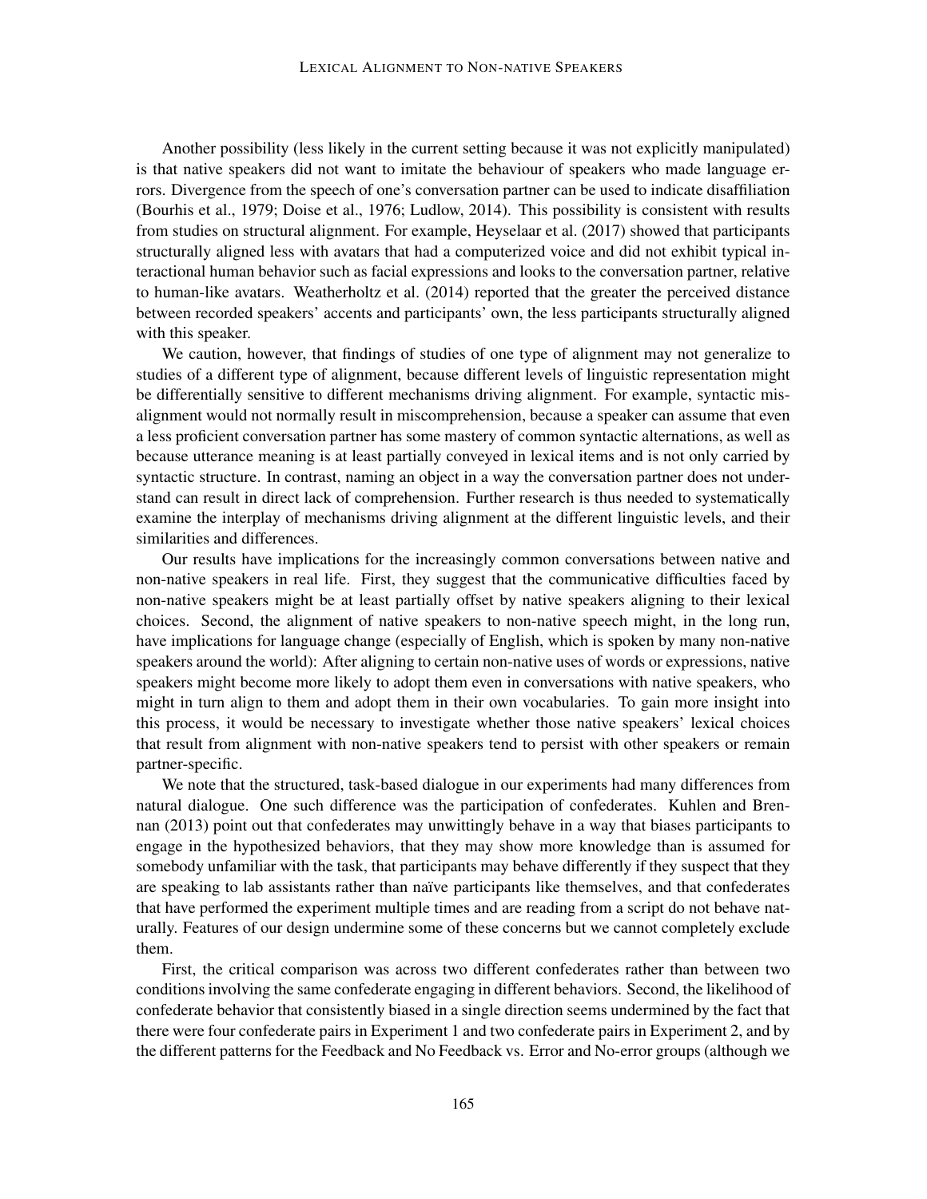Another possibility (less likely in the current setting because it was not explicitly manipulated) is that native speakers did not want to imitate the behaviour of speakers who made language errors. Divergence from the speech of one's conversation partner can be used to indicate disaffiliation (Bourhis et al., 1979; Doise et al., 1976; Ludlow, 2014). This possibility is consistent with results from studies on structural alignment. For example, Heyselaar et al. (2017) showed that participants structurally aligned less with avatars that had a computerized voice and did not exhibit typical interactional human behavior such as facial expressions and looks to the conversation partner, relative to human-like avatars. Weatherholtz et al. (2014) reported that the greater the perceived distance between recorded speakers' accents and participants' own, the less participants structurally aligned with this speaker.

We caution, however, that findings of studies of one type of alignment may not generalize to studies of a different type of alignment, because different levels of linguistic representation might be differentially sensitive to different mechanisms driving alignment. For example, syntactic misalignment would not normally result in miscomprehension, because a speaker can assume that even a less proficient conversation partner has some mastery of common syntactic alternations, as well as because utterance meaning is at least partially conveyed in lexical items and is not only carried by syntactic structure. In contrast, naming an object in a way the conversation partner does not understand can result in direct lack of comprehension. Further research is thus needed to systematically examine the interplay of mechanisms driving alignment at the different linguistic levels, and their similarities and differences.

Our results have implications for the increasingly common conversations between native and non-native speakers in real life. First, they suggest that the communicative difficulties faced by non-native speakers might be at least partially offset by native speakers aligning to their lexical choices. Second, the alignment of native speakers to non-native speech might, in the long run, have implications for language change (especially of English, which is spoken by many non-native speakers around the world): After aligning to certain non-native uses of words or expressions, native speakers might become more likely to adopt them even in conversations with native speakers, who might in turn align to them and adopt them in their own vocabularies. To gain more insight into this process, it would be necessary to investigate whether those native speakers' lexical choices that result from alignment with non-native speakers tend to persist with other speakers or remain partner-specific.

We note that the structured, task-based dialogue in our experiments had many differences from natural dialogue. One such difference was the participation of confederates. Kuhlen and Brennan (2013) point out that confederates may unwittingly behave in a way that biases participants to engage in the hypothesized behaviors, that they may show more knowledge than is assumed for somebody unfamiliar with the task, that participants may behave differently if they suspect that they are speaking to lab assistants rather than naïve participants like themselves, and that confederates that have performed the experiment multiple times and are reading from a script do not behave naturally. Features of our design undermine some of these concerns but we cannot completely exclude them.

First, the critical comparison was across two different confederates rather than between two conditions involving the same confederate engaging in different behaviors. Second, the likelihood of confederate behavior that consistently biased in a single direction seems undermined by the fact that there were four confederate pairs in Experiment 1 and two confederate pairs in Experiment 2, and by the different patterns for the Feedback and No Feedback vs. Error and No-error groups (although we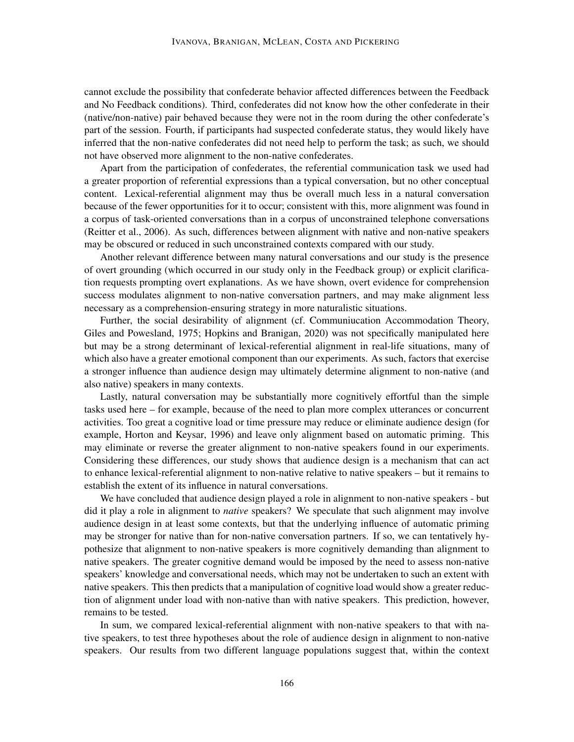cannot exclude the possibility that confederate behavior affected differences between the Feedback and No Feedback conditions). Third, confederates did not know how the other confederate in their (native/non-native) pair behaved because they were not in the room during the other confederate's part of the session. Fourth, if participants had suspected confederate status, they would likely have inferred that the non-native confederates did not need help to perform the task; as such, we should not have observed more alignment to the non-native confederates.

Apart from the participation of confederates, the referential communication task we used had a greater proportion of referential expressions than a typical conversation, but no other conceptual content. Lexical-referential alignment may thus be overall much less in a natural conversation because of the fewer opportunities for it to occur; consistent with this, more alignment was found in a corpus of task-oriented conversations than in a corpus of unconstrained telephone conversations (Reitter et al., 2006). As such, differences between alignment with native and non-native speakers may be obscured or reduced in such unconstrained contexts compared with our study.

Another relevant difference between many natural conversations and our study is the presence of overt grounding (which occurred in our study only in the Feedback group) or explicit clarification requests prompting overt explanations. As we have shown, overt evidence for comprehension success modulates alignment to non-native conversation partners, and may make alignment less necessary as a comprehension-ensuring strategy in more naturalistic situations.

Further, the social desirability of alignment (cf. Communiucation Accommodation Theory, Giles and Powesland, 1975; Hopkins and Branigan, 2020) was not specifically manipulated here but may be a strong determinant of lexical-referential alignment in real-life situations, many of which also have a greater emotional component than our experiments. As such, factors that exercise a stronger influence than audience design may ultimately determine alignment to non-native (and also native) speakers in many contexts.

Lastly, natural conversation may be substantially more cognitively effortful than the simple tasks used here – for example, because of the need to plan more complex utterances or concurrent activities. Too great a cognitive load or time pressure may reduce or eliminate audience design (for example, Horton and Keysar, 1996) and leave only alignment based on automatic priming. This may eliminate or reverse the greater alignment to non-native speakers found in our experiments. Considering these differences, our study shows that audience design is a mechanism that can act to enhance lexical-referential alignment to non-native relative to native speakers – but it remains to establish the extent of its influence in natural conversations.

We have concluded that audience design played a role in alignment to non-native speakers - but did it play a role in alignment to *native* speakers? We speculate that such alignment may involve audience design in at least some contexts, but that the underlying influence of automatic priming may be stronger for native than for non-native conversation partners. If so, we can tentatively hypothesize that alignment to non-native speakers is more cognitively demanding than alignment to native speakers. The greater cognitive demand would be imposed by the need to assess non-native speakers' knowledge and conversational needs, which may not be undertaken to such an extent with native speakers. This then predicts that a manipulation of cognitive load would show a greater reduction of alignment under load with non-native than with native speakers. This prediction, however, remains to be tested.

In sum, we compared lexical-referential alignment with non-native speakers to that with native speakers, to test three hypotheses about the role of audience design in alignment to non-native speakers. Our results from two different language populations suggest that, within the context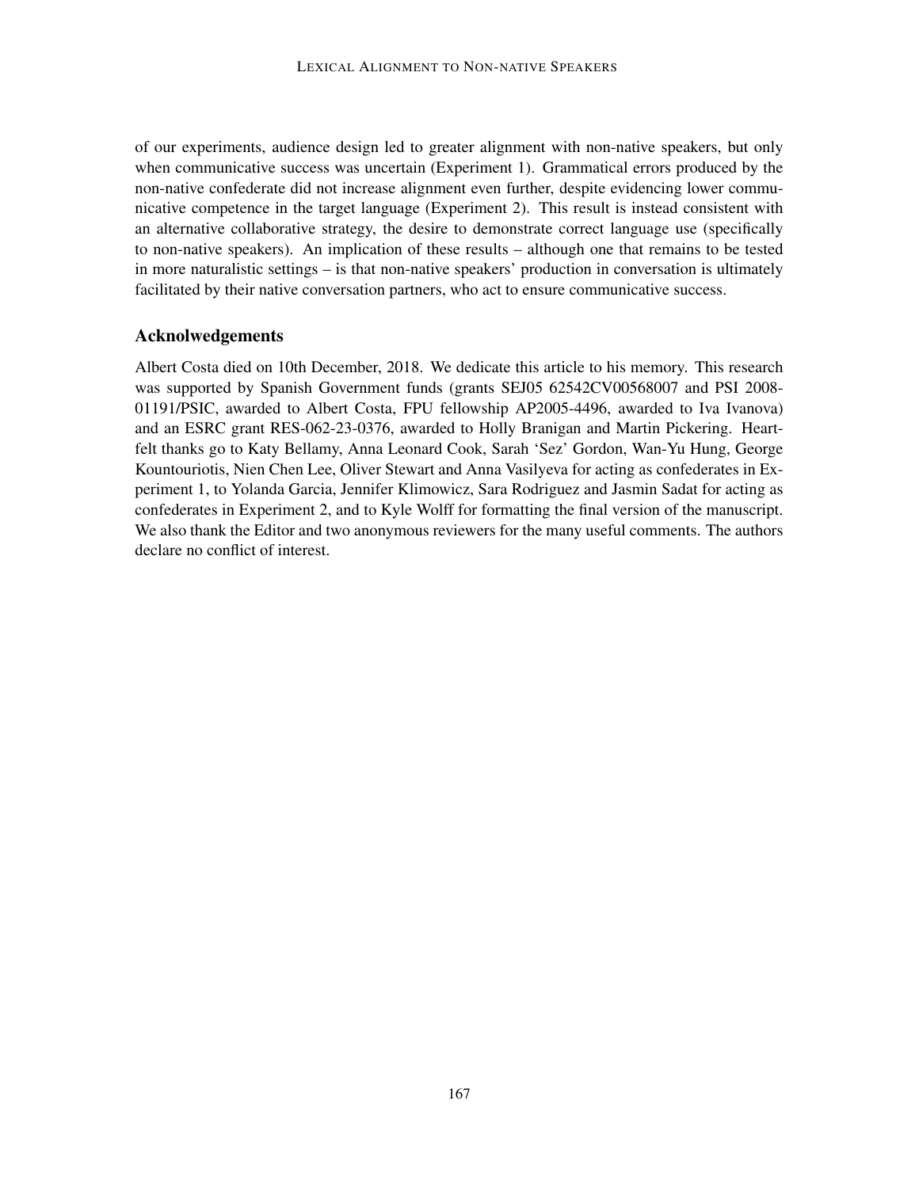of our experiments, audience design led to greater alignment with non-native speakers, but only when communicative success was uncertain (Experiment 1). Grammatical errors produced by the non-native confederate did not increase alignment even further, despite evidencing lower communicative competence in the target language (Experiment 2). This result is instead consistent with an alternative collaborative strategy, the desire to demonstrate correct language use (specifically to non-native speakers). An implication of these results – although one that remains to be tested in more naturalistic settings – is that non-native speakers' production in conversation is ultimately facilitated by their native conversation partners, who act to ensure communicative success.

## Acknolwedgements

Albert Costa died on 10th December, 2018. We dedicate this article to his memory. This research was supported by Spanish Government funds (grants SEJ05 62542CV00568007 and PSI 2008-01191/PSIC, awarded to Albert Costa, FPU fellowship AP2005-4496, awarded to Iva Ivanova) and an ESRC grant RES-062-23-0376, awarded to Holly Branigan and Martin Pickering. Heartfelt thanks go to Katy Bellamy, Anna Leonard Cook, Sarah 'Sez' Gordon, Wan-Yu Hung, George Kountouriotis, Nien Chen Lee, Oliver Stewart and Anna Vasilyeva for acting as confederates in Experiment 1, to Yolanda Garcia, Jennifer Klimowicz, Sara Rodriguez and Jasmin Sadat for acting as confederates in Experiment 2, and to Kyle Wolff for formatting the final version of the manuscript. We also thank the Editor and two anonymous reviewers for the many useful comments. The authors declare no conflict of interest.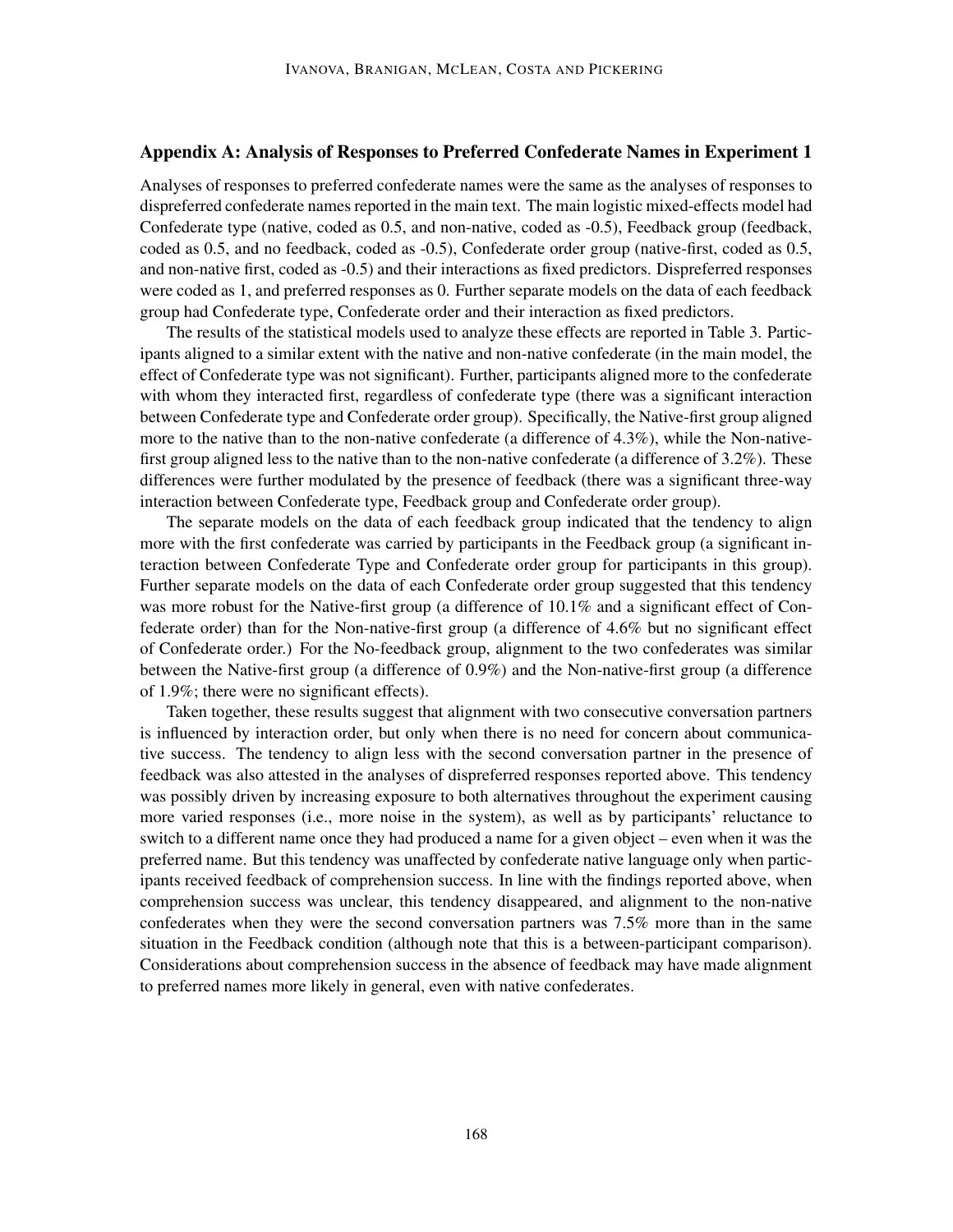## Appendix A: Analysis of Responses to Preferred Confederate Names in Experiment 1

Analyses of responses to preferred confederate names were the same as the analyses of responses to dispreferred confederate names reported in the main text. The main logistic mixed-effects model had Confederate type (native, coded as 0.5, and non-native, coded as -0.5), Feedback group (feedback, coded as 0.5, and no feedback, coded as -0.5), Confederate order group (native-first, coded as 0.5, and non-native first, coded as -0.5) and their interactions as fixed predictors. Dispreferred responses were coded as 1, and preferred responses as 0. Further separate models on the data of each feedback group had Confederate type, Confederate order and their interaction as fixed predictors.

The results of the statistical models used to analyze these effects are reported in Table 3. Participants aligned to a similar extent with the native and non-native confederate (in the main model, the effect of Confederate type was not significant). Further, participants aligned more to the confederate with whom they interacted first, regardless of confederate type (there was a significant interaction between Confederate type and Confederate order group). Specifically, the Native-first group aligned more to the native than to the non-native confederate (a difference of 4.3%), while the Non-native-first group aligned less to the native than to the non-native confederate (a difference of 3.2%). These differences were further modulated by the presence of feedback (there was a significant three-way interaction between Confederate type, Feedback group and Confederate order group).

The separate models on the data of each feedback group indicated that the tendency to align more with the first confederate was carried by participants in the Feedback group (a significant interaction between Confederate Type and Confederate order group for participants in this group). Further separate models on the data of each Confederate order group suggested that this tendency was more robust for the Native-first group (a difference of 10.1% and a significant effect of Confederate order) than for the Non-native-first group (a difference of 4.6% but no significant effect of Confederate order.) For the No-feedback group, alignment to the two confederates was similar between the Native-first group (a difference of 0.9%) and the Non-native-first group (a difference of 1.9%; there were no significant effects).

Taken together, these results suggest that alignment with two consecutive conversation partners is influenced by interaction order, but only when there is no need for concern about communicative success. The tendency to align less with the second conversation partner in the presence of feedback was also attested in the analyses of dispreferred responses reported above. This tendency was possibly driven by increasing exposure to both alternatives throughout the experiment causing more varied responses (i.e., more noise in the system), as well as by participants' reluctance to switch to a different name once they had produced a name for a given object – even when it was the preferred name. But this tendency was unaffected by confederate native language only when participants received feedback of comprehension success. In line with the findings reported above, when comprehension success was unclear, this tendency disappeared, and alignment to the non-native confederates when they were the second conversation partners was 7.5% more than in the same situation in the Feedback condition (although note that this is a between-participant comparison). Considerations about comprehension success in the absence of feedback may have made alignment to preferred names more likely in general, even with native confederates.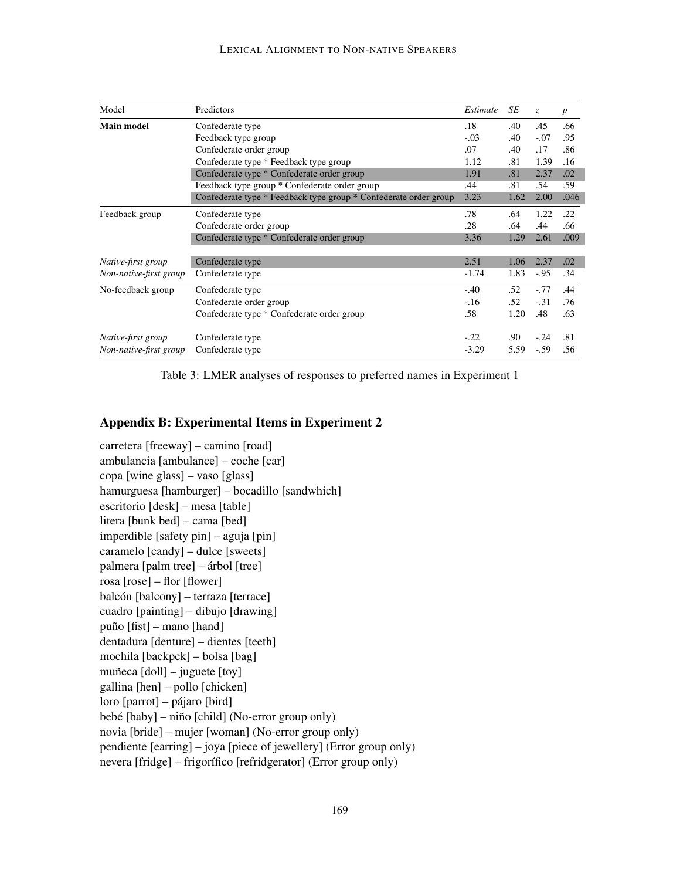| Model | Predictors | *Estimate* | *SE* | *z* | *p* |
|---|---|---|---|---|---|
| **Main model** | Confederate type | .18 | .40 | .45 | .66 |
| | Feedback type group | -.03 | .40 | -.07 | .95 |
| | Confederate order group | .07 | .40 | .17 | .86 |
| | Confederate type * Feedback type group | 1.12 | .81 | 1.39 | .16 |
| | Confederate type * Confederate order group | 1.91 | .81 | 2.37 | .02 |
| | Feedback type group * Confederate order group | .44 | .81 | .54 | .59 |
| | Confederate type * Feedback type group * Confederate order group | 3.23 | 1.62 | 2.00 | .046 |
| Feedback group | Confederate type | .78 | .64 | 1.22 | .22 |
| | Confederate order group | .28 | .64 | .44 | .66 |
| | Confederate type * Confederate order group | 3.36 | 1.29 | 2.61 | .009 |
| *Native-first group* | Confederate type | 2.51 | 1.06 | 2.37 | .02 |
| *Non-native-first group* | Confederate type | -1.74 | 1.83 | -.95 | .34 |
| No-feedback group | Confederate type | -.40 | .52 | -.77 | .44 |
| | Confederate order group | -.16 | .52 | -.31 | .76 |
| | Confederate type * Confederate order group | .58 | 1.20 | .48 | .63 |
| *Native-first group* | Confederate type | -.22 | .90 | -.24 | .81 |
| *Non-native-first group* | Confederate type | -3.29 | 5.59 | -.59 | .56 |

Table 3: LMER analyses of responses to preferred names in Experiment 1

## Appendix B: Experimental Items in Experiment 2

carretera [freeway] – camino [road]
ambulancia [ambulance] – coche [car]
copa [wine glass] – vaso [glass]
hamurguesa [hamburger] – bocadillo [sandwhich]
escritorio [desk] – mesa [table]
litera [bunk bed] – cama [bed]
imperdible [safety pin] – aguja [pin]
caramelo [candy] – dulce [sweets]
palmera [palm tree] – árbol [tree]
rosa [rose] – flor [flower]
balcón [balcony] – terraza [terrace]
cuadro [painting] – dibujo [drawing]
puño [fist] – mano [hand]
dentadura [denture] – dientes [teeth]
mochila [backpck] – bolsa [bag]
muñeca [doll] – juguete [toy]
gallina [hen] – pollo [chicken]
loro [parrot] – pájaro [bird]
bebé [baby] – niño [child] (No-error group only)
novia [bride] – mujer [woman] (No-error group only)
pendiente [earring] – joya [piece of jewellery] (Error group only)
nevera [fridge] – frigorífico [refridgerator] (Error group only)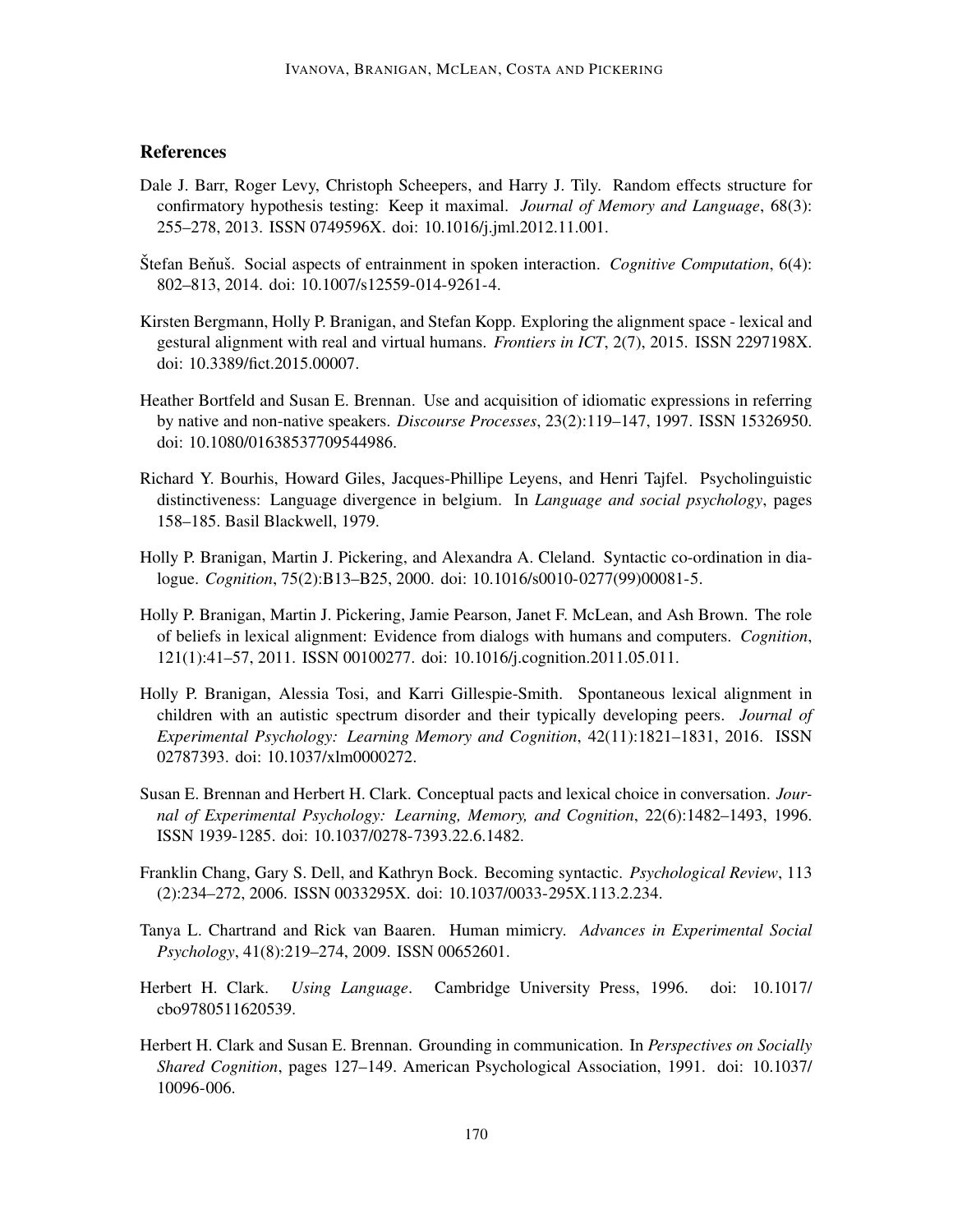## References

Dale J. Barr, Roger Levy, Christoph Scheepers, and Harry J. Tily. Random effects structure for confirmatory hypothesis testing: Keep it maximal. *Journal of Memory and Language*, 68(3): 255–278, 2013. ISSN 0749596X. doi: 10.1016/j.jml.2012.11.001.

Štefan Beňuš. Social aspects of entrainment in spoken interaction. *Cognitive Computation*, 6(4): 802–813, 2014. doi: 10.1007/s12559-014-9261-4.

Kirsten Bergmann, Holly P. Branigan, and Stefan Kopp. Exploring the alignment space - lexical and gestural alignment with real and virtual humans. *Frontiers in ICT*, 2(7), 2015. ISSN 2297198X. doi: 10.3389/fict.2015.00007.

Heather Bortfeld and Susan E. Brennan. Use and acquisition of idiomatic expressions in referring by native and non-native speakers. *Discourse Processes*, 23(2):119–147, 1997. ISSN 15326950. doi: 10.1080/01638537709544986.

Richard Y. Bourhis, Howard Giles, Jacques-Phillipe Leyens, and Henri Tajfel. Psycholinguistic distinctiveness: Language divergence in belgium. In *Language and social psychology*, pages 158–185. Basil Blackwell, 1979.

Holly P. Branigan, Martin J. Pickering, and Alexandra A. Cleland. Syntactic co-ordination in dialogue. *Cognition*, 75(2):B13–B25, 2000. doi: 10.1016/s0010-0277(99)00081-5.

Holly P. Branigan, Martin J. Pickering, Jamie Pearson, Janet F. McLean, and Ash Brown. The role of beliefs in lexical alignment: Evidence from dialogs with humans and computers. *Cognition*, 121(1):41–57, 2011. ISSN 00100277. doi: 10.1016/j.cognition.2011.05.011.

Holly P. Branigan, Alessia Tosi, and Karri Gillespie-Smith. Spontaneous lexical alignment in children with an autistic spectrum disorder and their typically developing peers. *Journal of Experimental Psychology: Learning Memory and Cognition*, 42(11):1821–1831, 2016. ISSN 02787393. doi: 10.1037/xlm0000272.

Susan E. Brennan and Herbert H. Clark. Conceptual pacts and lexical choice in conversation. *Journal of Experimental Psychology: Learning, Memory, and Cognition*, 22(6):1482–1493, 1996. ISSN 1939-1285. doi: 10.1037/0278-7393.22.6.1482.

Franklin Chang, Gary S. Dell, and Kathryn Bock. Becoming syntactic. *Psychological Review*, 113 (2):234–272, 2006. ISSN 0033295X. doi: 10.1037/0033-295X.113.2.234.

Tanya L. Chartrand and Rick van Baaren. Human mimicry. *Advances in Experimental Social Psychology*, 41(8):219–274, 2009. ISSN 00652601.

Herbert H. Clark. *Using Language*. Cambridge University Press, 1996. doi: 10.1017/cbo9780511620539.

Herbert H. Clark and Susan E. Brennan. Grounding in communication. In *Perspectives on Socially Shared Cognition*, pages 127–149. American Psychological Association, 1991. doi: 10.1037/10096-006.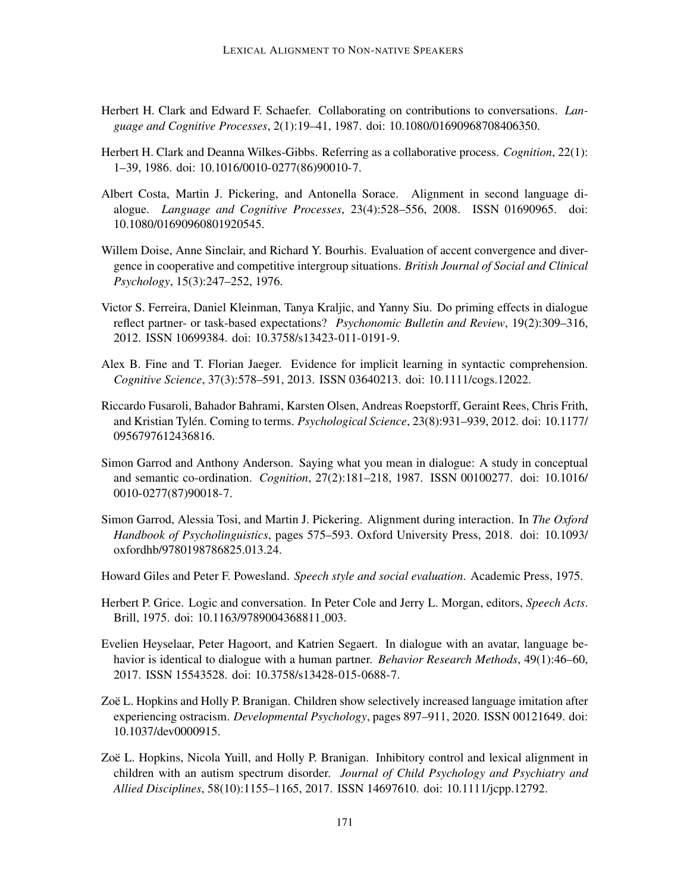Herbert H. Clark and Edward F. Schaefer. Collaborating on contributions to conversations. *Language and Cognitive Processes*, 2(1):19–41, 1987. doi: 10.1080/01690968708406350.

Herbert H. Clark and Deanna Wilkes-Gibbs. Referring as a collaborative process. *Cognition*, 22(1): 1–39, 1986. doi: 10.1016/0010-0277(86)90010-7.

Albert Costa, Martin J. Pickering, and Antonella Sorace. Alignment in second language dialogue. *Language and Cognitive Processes*, 23(4):528–556, 2008. ISSN 01690965. doi: 10.1080/01690960801920545.

Willem Doise, Anne Sinclair, and Richard Y. Bourhis. Evaluation of accent convergence and divergence in cooperative and competitive intergroup situations. *British Journal of Social and Clinical Psychology*, 15(3):247–252, 1976.

Victor S. Ferreira, Daniel Kleinman, Tanya Kraljic, and Yanny Siu. Do priming effects in dialogue reflect partner- or task-based expectations? *Psychonomic Bulletin and Review*, 19(2):309–316, 2012. ISSN 10699384. doi: 10.3758/s13423-011-0191-9.

Alex B. Fine and T. Florian Jaeger. Evidence for implicit learning in syntactic comprehension. *Cognitive Science*, 37(3):578–591, 2013. ISSN 03640213. doi: 10.1111/cogs.12022.

Riccardo Fusaroli, Bahador Bahrami, Karsten Olsen, Andreas Roepstorff, Geraint Rees, Chris Frith, and Kristian Tylén. Coming to terms. *Psychological Science*, 23(8):931–939, 2012. doi: 10.1177/0956797612436816.

Simon Garrod and Anthony Anderson. Saying what you mean in dialogue: A study in conceptual and semantic co-ordination. *Cognition*, 27(2):181–218, 1987. ISSN 00100277. doi: 10.1016/0010-0277(87)90018-7.

Simon Garrod, Alessia Tosi, and Martin J. Pickering. Alignment during interaction. In *The Oxford Handbook of Psycholinguistics*, pages 575–593. Oxford University Press, 2018. doi: 10.1093/oxfordhb/9780198786825.013.24.

Howard Giles and Peter F. Powesland. *Speech style and social evaluation*. Academic Press, 1975.

Herbert P. Grice. Logic and conversation. In Peter Cole and Jerry L. Morgan, editors, *Speech Acts*. Brill, 1975. doi: 10.1163/9789004368811_003.

Evelien Heyselaar, Peter Hagoort, and Katrien Segaert. In dialogue with an avatar, language behavior is identical to dialogue with a human partner. *Behavior Research Methods*, 49(1):46–60, 2017. ISSN 15543528. doi: 10.3758/s13428-015-0688-7.

Zoë L. Hopkins and Holly P. Branigan. Children show selectively increased language imitation after experiencing ostracism. *Developmental Psychology*, pages 897–911, 2020. ISSN 00121649. doi: 10.1037/dev0000915.

Zoë L. Hopkins, Nicola Yuill, and Holly P. Branigan. Inhibitory control and lexical alignment in children with an autism spectrum disorder. *Journal of Child Psychology and Psychiatry and Allied Disciplines*, 58(10):1155–1165, 2017. ISSN 14697610. doi: 10.1111/jcpp.12792.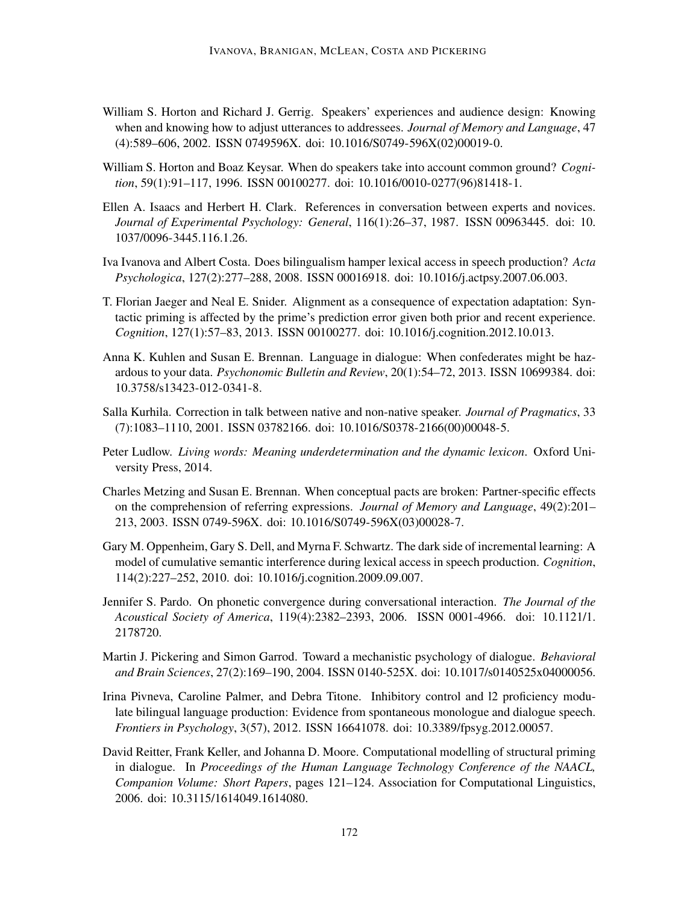William S. Horton and Richard J. Gerrig. Speakers' experiences and audience design: Knowing when and knowing how to adjust utterances to addressees. *Journal of Memory and Language*, 47 (4):589–606, 2002. ISSN 0749596X. doi: 10.1016/S0749-596X(02)00019-0.

William S. Horton and Boaz Keysar. When do speakers take into account common ground? *Cognition*, 59(1):91–117, 1996. ISSN 00100277. doi: 10.1016/0010-0277(96)81418-1.

Ellen A. Isaacs and Herbert H. Clark. References in conversation between experts and novices. *Journal of Experimental Psychology: General*, 116(1):26–37, 1987. ISSN 00963445. doi: 10. 1037/0096-3445.116.1.26.

Iva Ivanova and Albert Costa. Does bilingualism hamper lexical access in speech production? *Acta Psychologica*, 127(2):277–288, 2008. ISSN 00016918. doi: 10.1016/j.actpsy.2007.06.003.

T. Florian Jaeger and Neal E. Snider. Alignment as a consequence of expectation adaptation: Syntactic priming is affected by the prime's prediction error given both prior and recent experience. *Cognition*, 127(1):57–83, 2013. ISSN 00100277. doi: 10.1016/j.cognition.2012.10.013.

Anna K. Kuhlen and Susan E. Brennan. Language in dialogue: When confederates might be hazardous to your data. *Psychonomic Bulletin and Review*, 20(1):54–72, 2013. ISSN 10699384. doi: 10.3758/s13423-012-0341-8.

Salla Kurhila. Correction in talk between native and non-native speaker. *Journal of Pragmatics*, 33 (7):1083–1110, 2001. ISSN 03782166. doi: 10.1016/S0378-2166(00)00048-5.

Peter Ludlow. *Living words: Meaning underdetermination and the dynamic lexicon*. Oxford University Press, 2014.

Charles Metzing and Susan E. Brennan. When conceptual pacts are broken: Partner-specific effects on the comprehension of referring expressions. *Journal of Memory and Language*, 49(2):201–213, 2003. ISSN 0749-596X. doi: 10.1016/S0749-596X(03)00028-7.

Gary M. Oppenheim, Gary S. Dell, and Myrna F. Schwartz. The dark side of incremental learning: A model of cumulative semantic interference during lexical access in speech production. *Cognition*, 114(2):227–252, 2010. doi: 10.1016/j.cognition.2009.09.007.

Jennifer S. Pardo. On phonetic convergence during conversational interaction. *The Journal of the Acoustical Society of America*, 119(4):2382–2393, 2006. ISSN 0001-4966. doi: 10.1121/1. 2178720.

Martin J. Pickering and Simon Garrod. Toward a mechanistic psychology of dialogue. *Behavioral and Brain Sciences*, 27(2):169–190, 2004. ISSN 0140-525X. doi: 10.1017/s0140525x04000056.

Irina Pivneva, Caroline Palmer, and Debra Titone. Inhibitory control and l2 proficiency modulate bilingual language production: Evidence from spontaneous monologue and dialogue speech. *Frontiers in Psychology*, 3(57), 2012. ISSN 16641078. doi: 10.3389/fpsyg.2012.00057.

David Reitter, Frank Keller, and Johanna D. Moore. Computational modelling of structural priming in dialogue. In *Proceedings of the Human Language Technology Conference of the NAACL, Companion Volume: Short Papers*, pages 121–124. Association for Computational Linguistics, 2006. doi: 10.3115/1614049.1614080.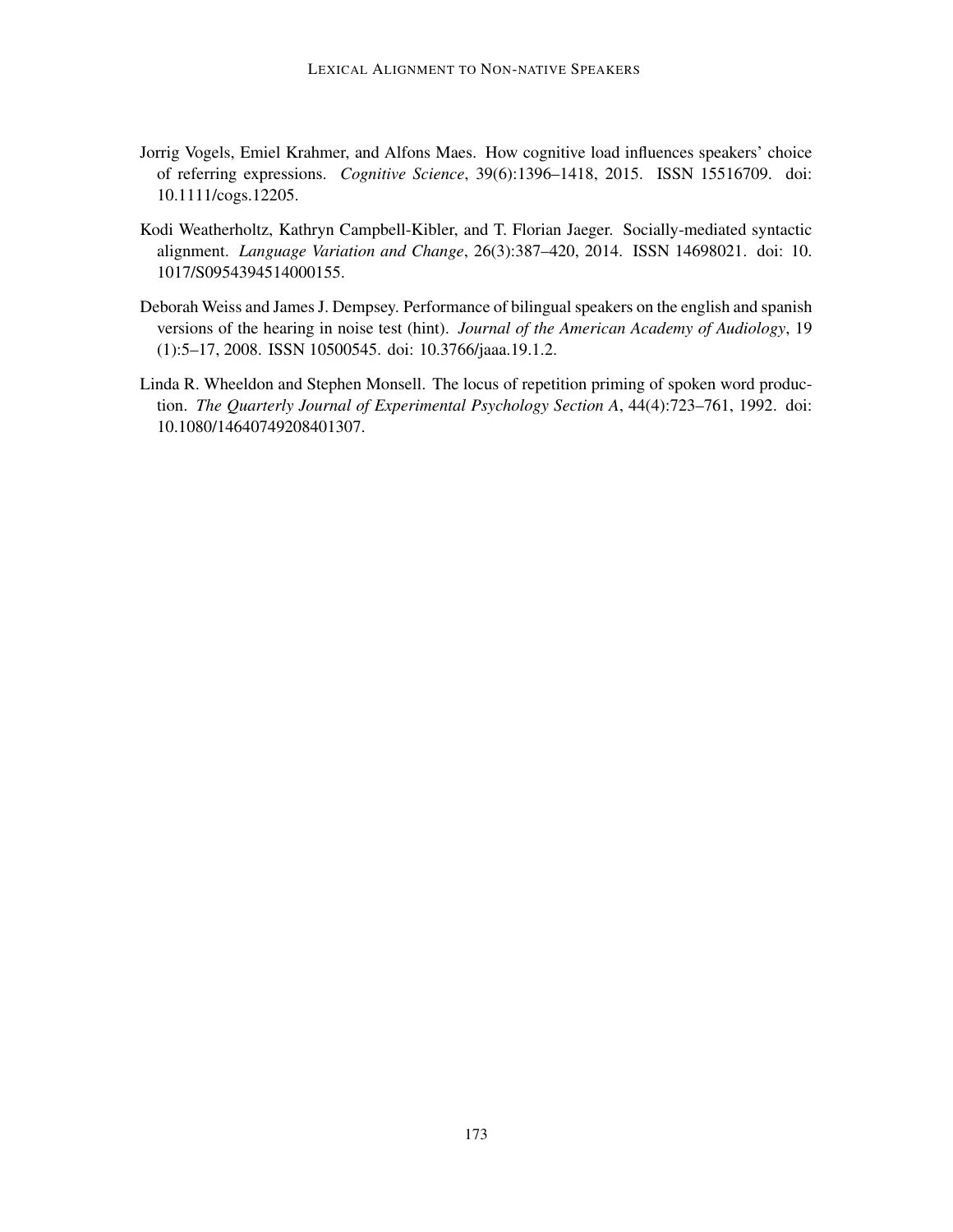Jorrig Vogels, Emiel Krahmer, and Alfons Maes. How cognitive load influences speakers' choice of referring expressions. *Cognitive Science*, 39(6):1396–1418, 2015. ISSN 15516709. doi: 10.1111/cogs.12205.

Kodi Weatherholtz, Kathryn Campbell-Kibler, and T. Florian Jaeger. Socially-mediated syntactic alignment. *Language Variation and Change*, 26(3):387–420, 2014. ISSN 14698021. doi: 10.1017/S0954394514000155.

Deborah Weiss and James J. Dempsey. Performance of bilingual speakers on the english and spanish versions of the hearing in noise test (hint). *Journal of the American Academy of Audiology*, 19 (1):5–17, 2008. ISSN 10500545. doi: 10.3766/jaaa.19.1.2.

Linda R. Wheeldon and Stephen Monsell. The locus of repetition priming of spoken word production. *The Quarterly Journal of Experimental Psychology Section A*, 44(4):723–761, 1992. doi: 10.1080/14640749208401307.